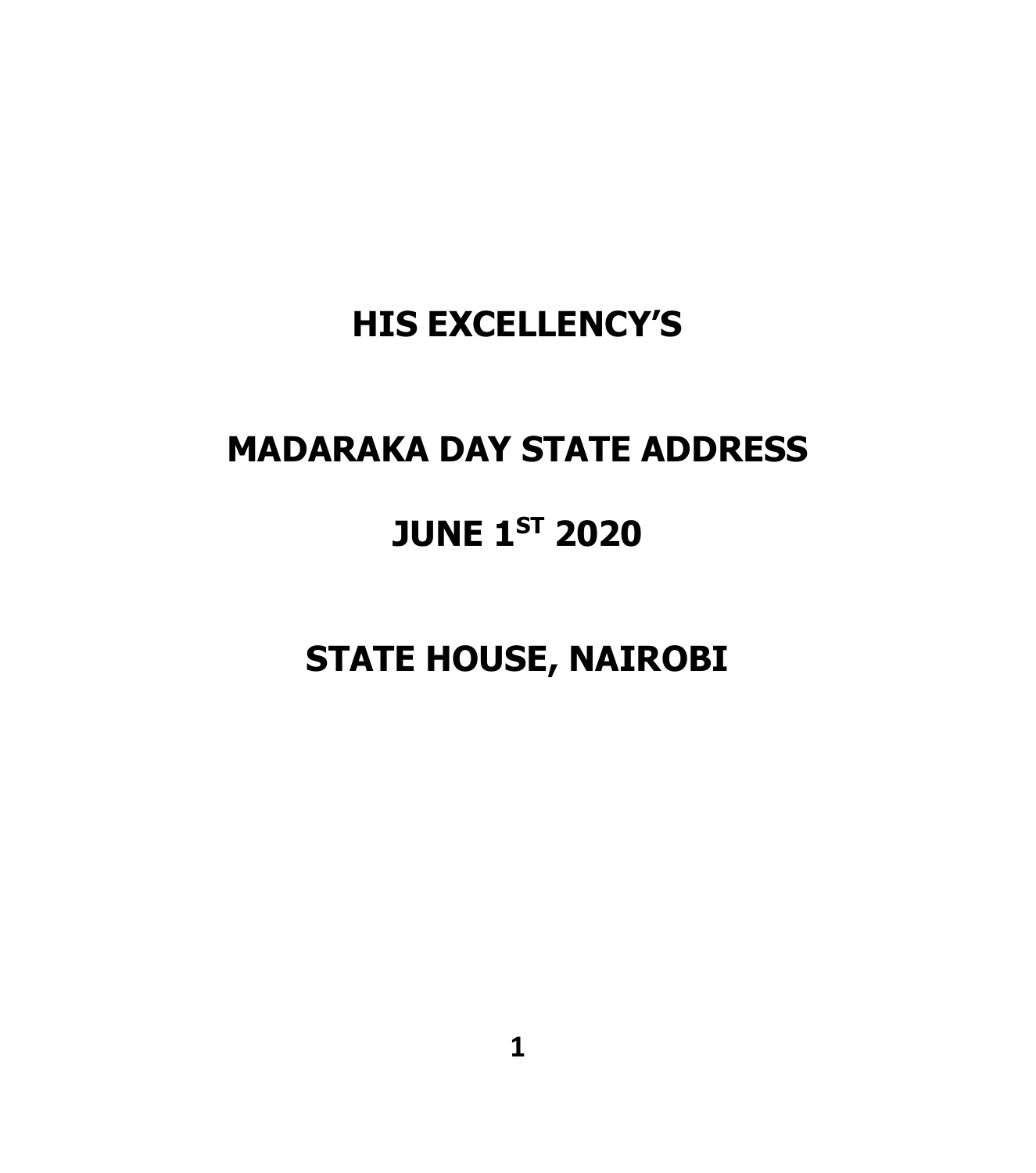# HIS EXCELLENCY'S

# MADARAKA DAY STATE ADDRESS

# JUNE 1ST 2020

# STATE HOUSE, NAIROBI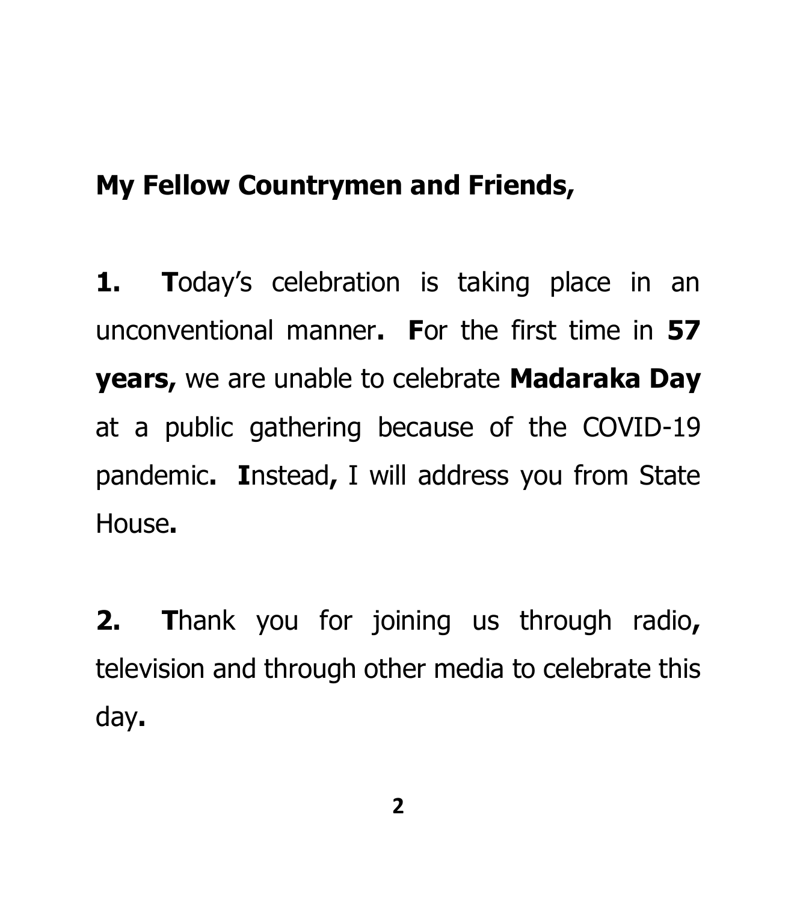**My Fellow Countrymen and Friends,**

**1.** **T**oday's celebration is taking place in an unconventional manner**.** **F**or the first time in **57 years,** we are unable to celebrate **Madaraka Day** at a public gathering because of the COVID-19 pandemic**.** **I**nstead**,** I will address you from State House**.**

**2.** **T**hank you for joining us through radio**,** television and through other media to celebrate this day**.**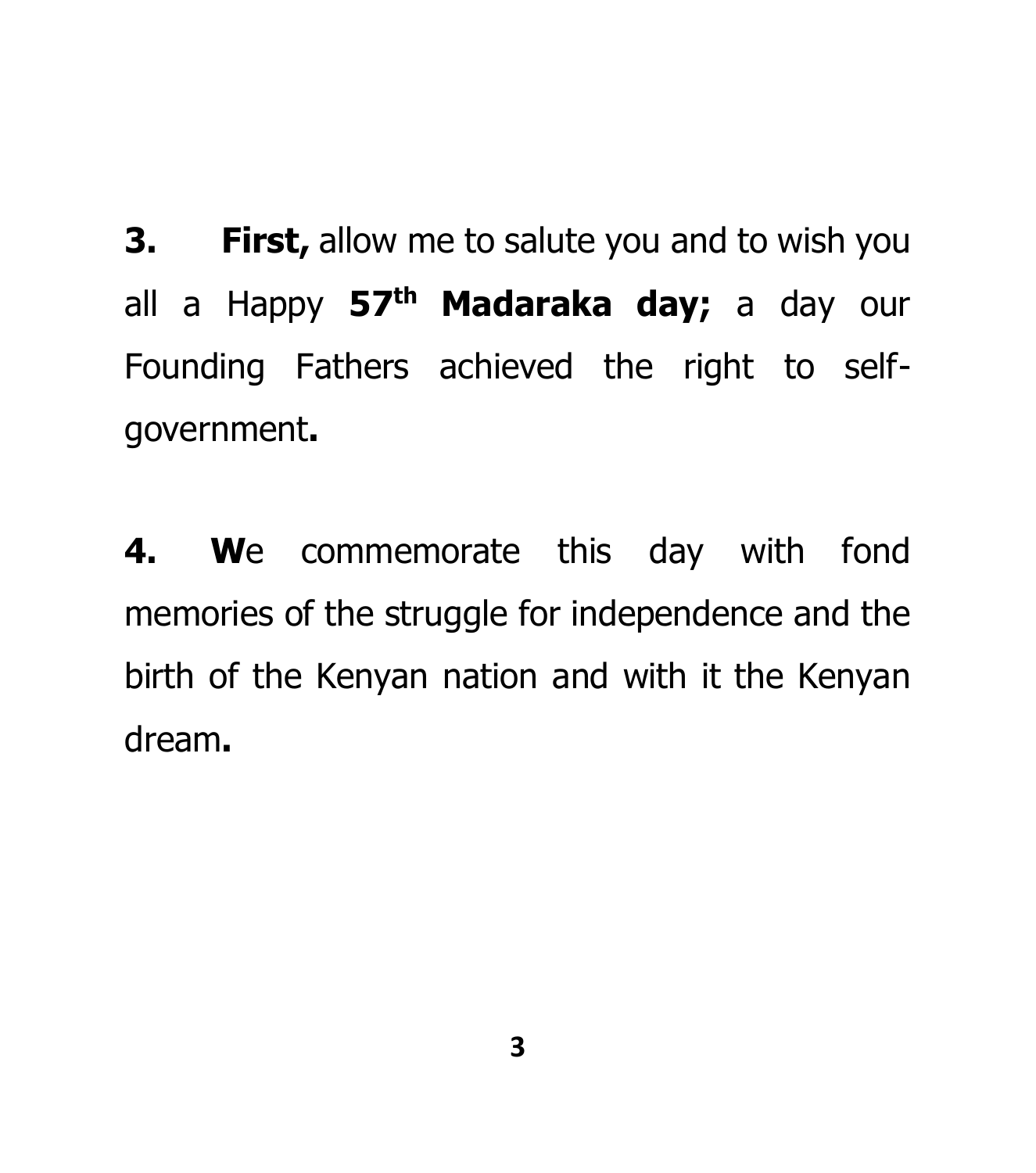**3.** **First,** allow me to salute you and to wish you all a Happy **57th Madaraka day;** a day our Founding Fathers achieved the right to self-government**.**

**4.** **W**e commemorate this day with fond memories of the struggle for independence and the birth of the Kenyan nation and with it the Kenyan dream**.**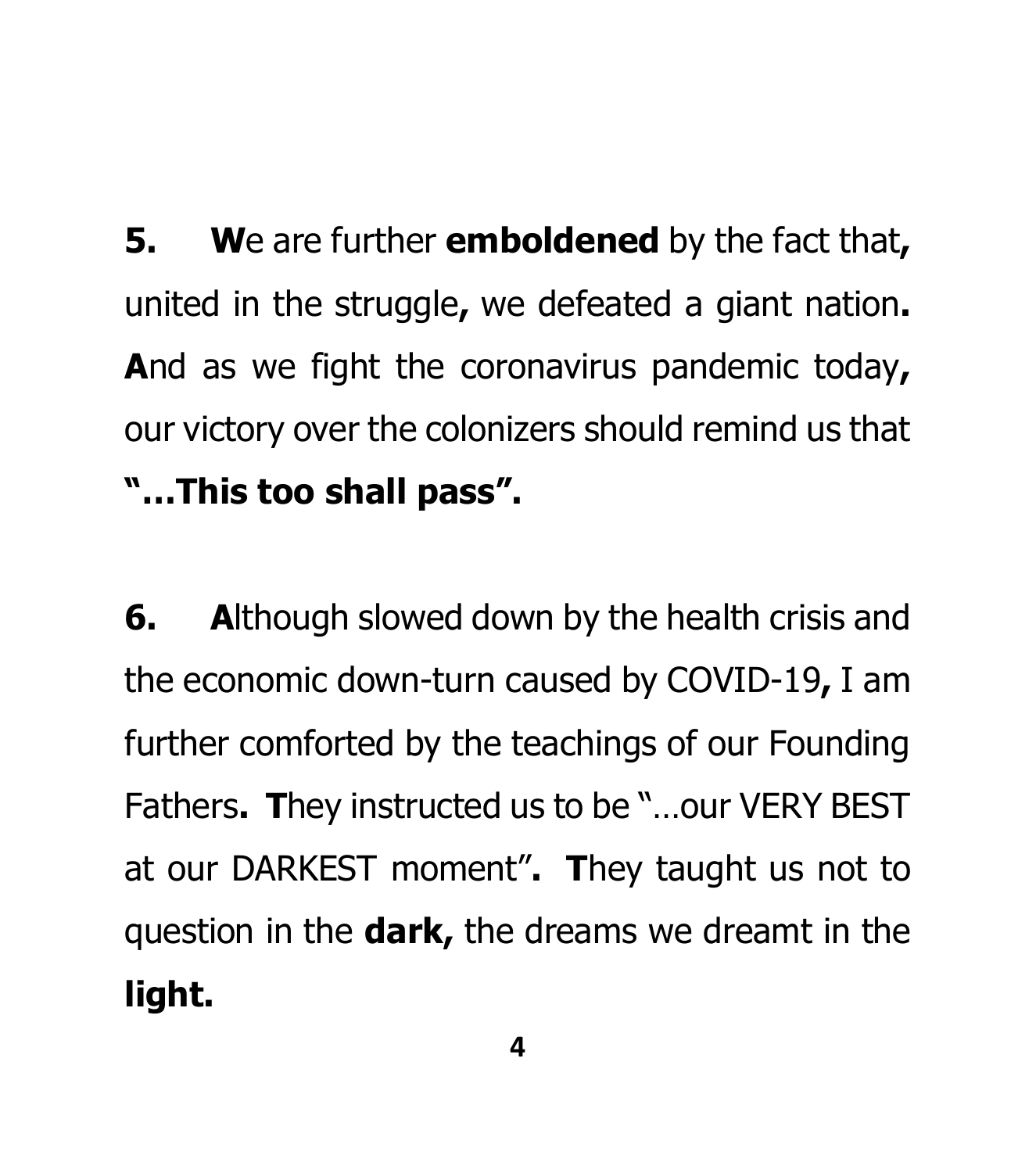**5.** **W**e are further **emboldened** by the fact that**,** united in the struggle**,** we defeated a giant nation**.** **A**nd as we fight the coronavirus pandemic today**,** our victory over the colonizers should remind us that **"…This too shall pass".**

**6.** **A**lthough slowed down by the health crisis and the economic down-turn caused by COVID-19**,** I am further comforted by the teachings of our Founding Fathers**.** **T**hey instructed us to be "…our VERY BEST at our DARKEST moment"**.** **T**hey taught us not to question in the **dark,** the dreams we dreamt in the **light.**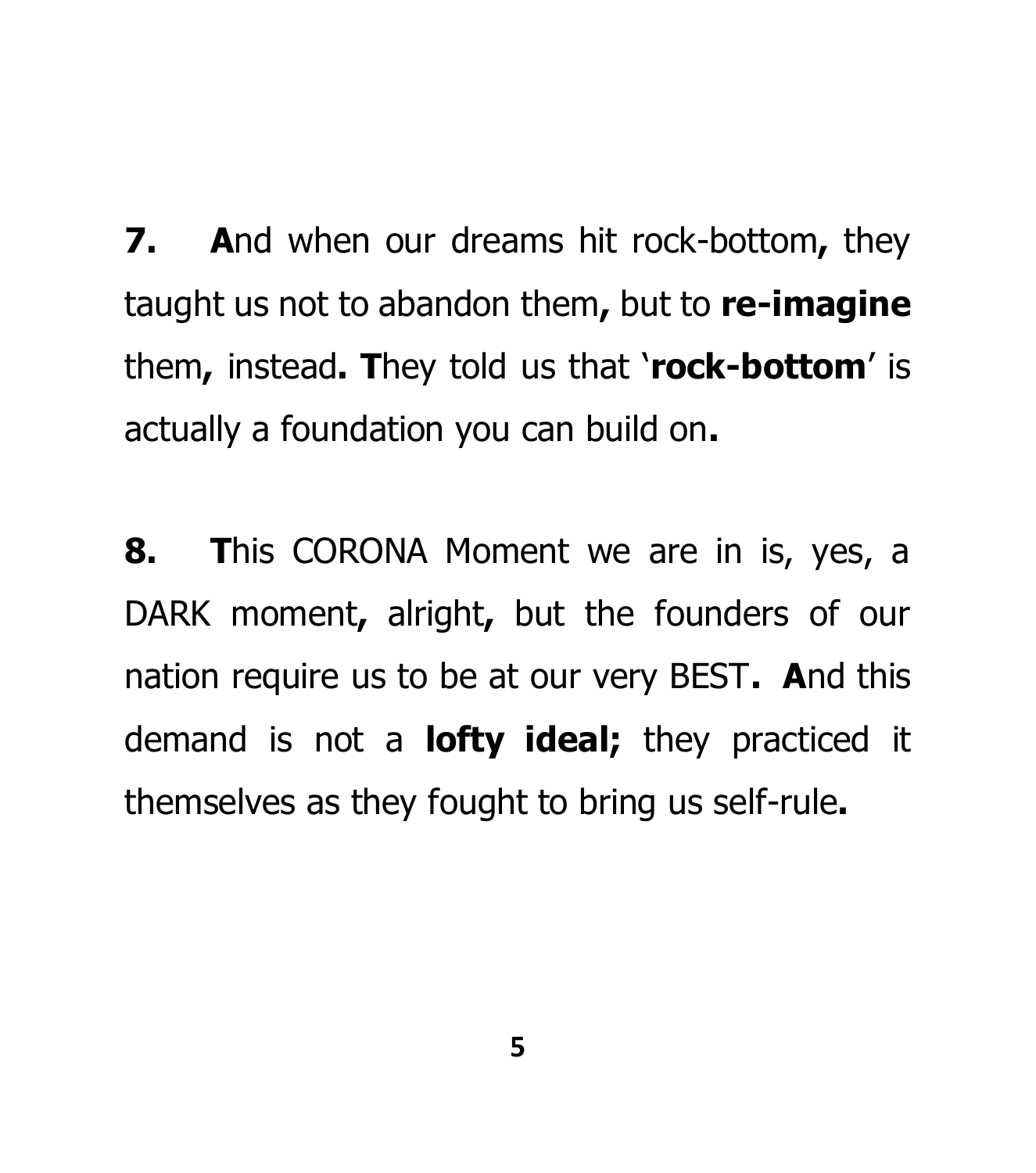**7.** **A**nd when our dreams hit rock-bottom**,** they taught us not to abandon them**,** but to **re-imagine** them**,** instead**. T**hey told us that '**rock-bottom**' is actually a foundation you can build on**.**

**8.** **T**his CORONA Moment we are in is, yes, a DARK moment**,** alright**,** but the founders of our nation require us to be at our very BEST**. A**nd this demand is not a **lofty ideal;** they practiced it themselves as they fought to bring us self-rule**.**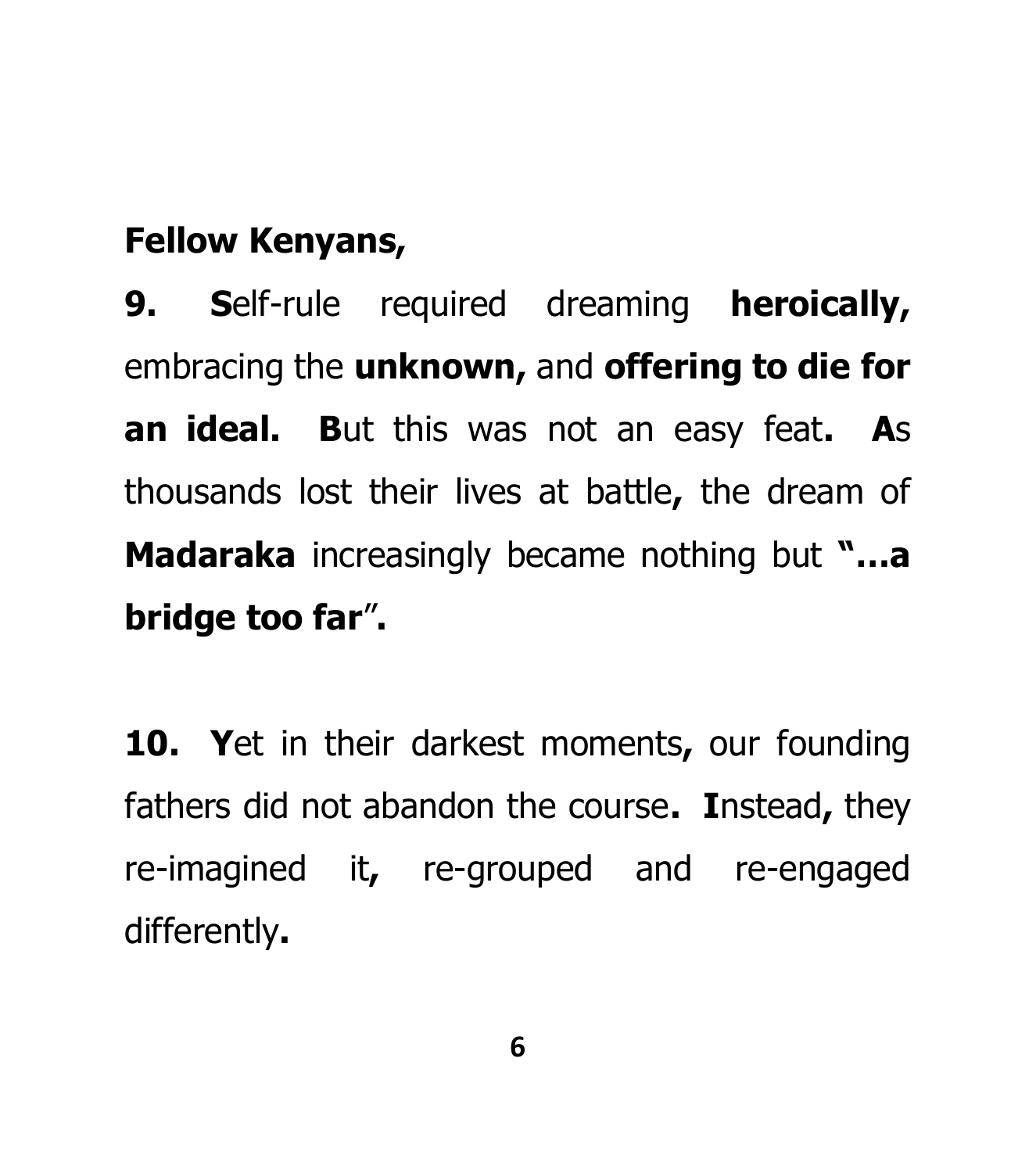**Fellow Kenyans,**

**9.** **S**elf-rule required dreaming **heroically,** embracing the **unknown,** and **offering to die for an ideal.** **B**ut this was not an easy feat**.** **A**s thousands lost their lives at battle**,** the dream of **Madaraka** increasingly became nothing but **"…a bridge too far**"**.**

**10.** **Y**et in their darkest moments**,** our founding fathers did not abandon the course**.** **I**nstead**,** they re-imagined it**,** re-grouped and re-engaged differently**.**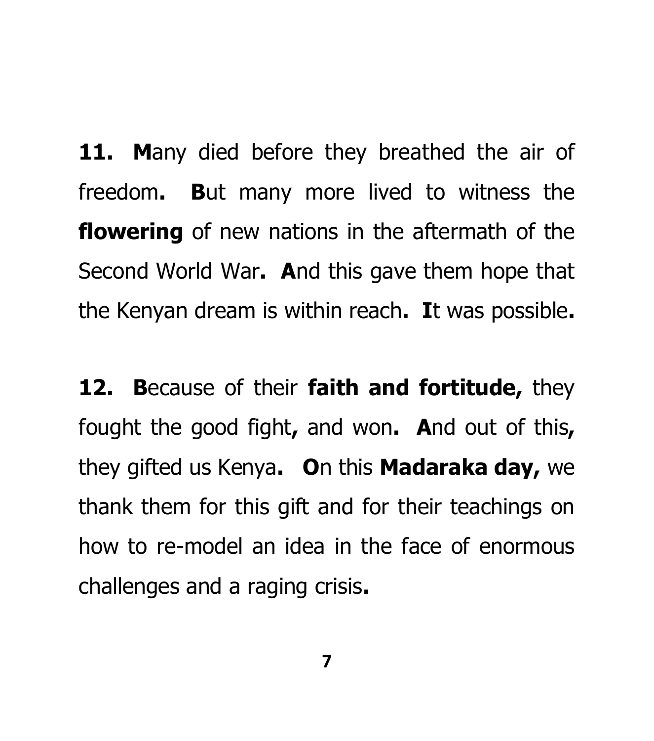**11.** **M**any died before they breathed the air of freedom**.** **B**ut many more lived to witness the **flowering** of new nations in the aftermath of the Second World War**.** **A**nd this gave them hope that the Kenyan dream is within reach**.** **I**t was possible**.**

**12.** **B**ecause of their **faith and fortitude,** they fought the good fight**,** and won**.** **A**nd out of this**,** they gifted us Kenya**.** **O**n this **Madaraka day,** we thank them for this gift and for their teachings on how to re-model an idea in the face of enormous challenges and a raging crisis**.**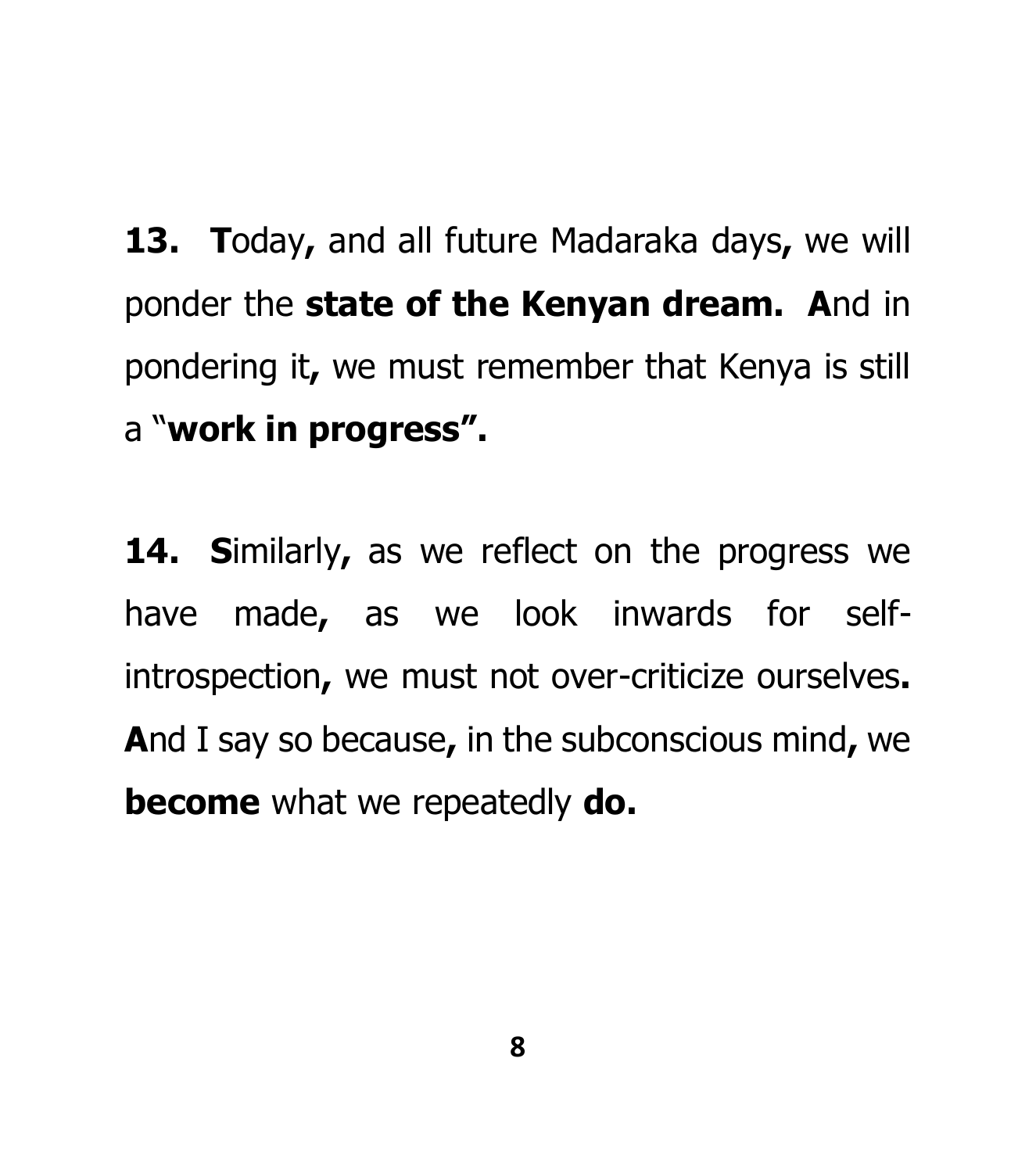**13. T**oday**,** and all future Madaraka days**,** we will ponder the **state of the Kenyan dream. A**nd in pondering it**,** we must remember that Kenya is still a "**work in progress".**

**14. S**imilarly**,** as we reflect on the progress we have made**,** as we look inwards for self-introspection**,** we must not over-criticize ourselves**. A**nd I say so because**,** in the subconscious mind**,** we **become** what we repeatedly **do.**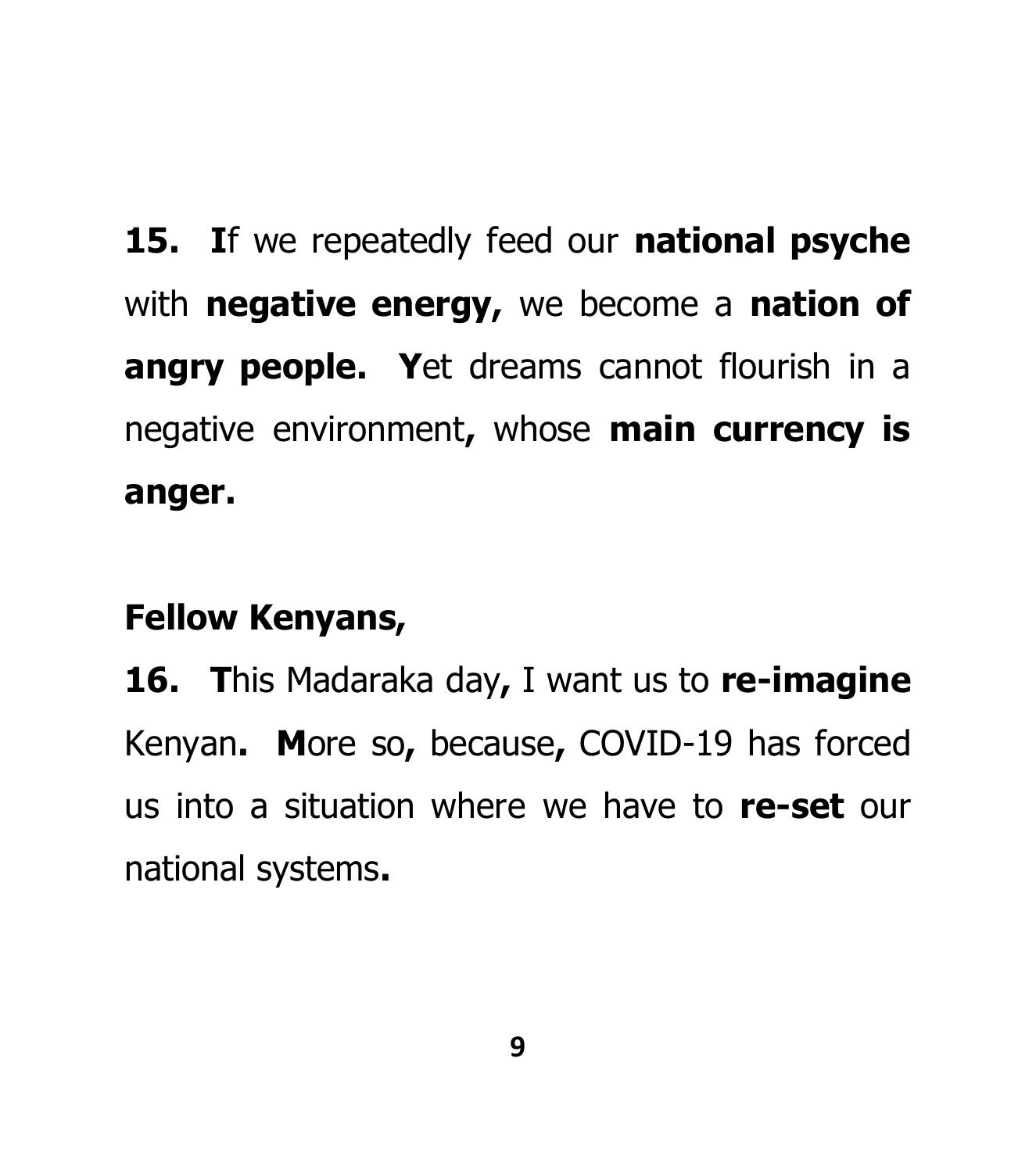**15. I**f we repeatedly feed our **national psyche** with **negative energy,** we become a **nation of angry people. Y**et dreams cannot flourish in a negative environment**,** whose **main currency is anger.**

**Fellow Kenyans,**

**16. T**his Madaraka day**,** I want us to **re-imagine** Kenyan**. M**ore so**,** because**,** COVID-19 has forced us into a situation where we have to **re-set** our national systems**.**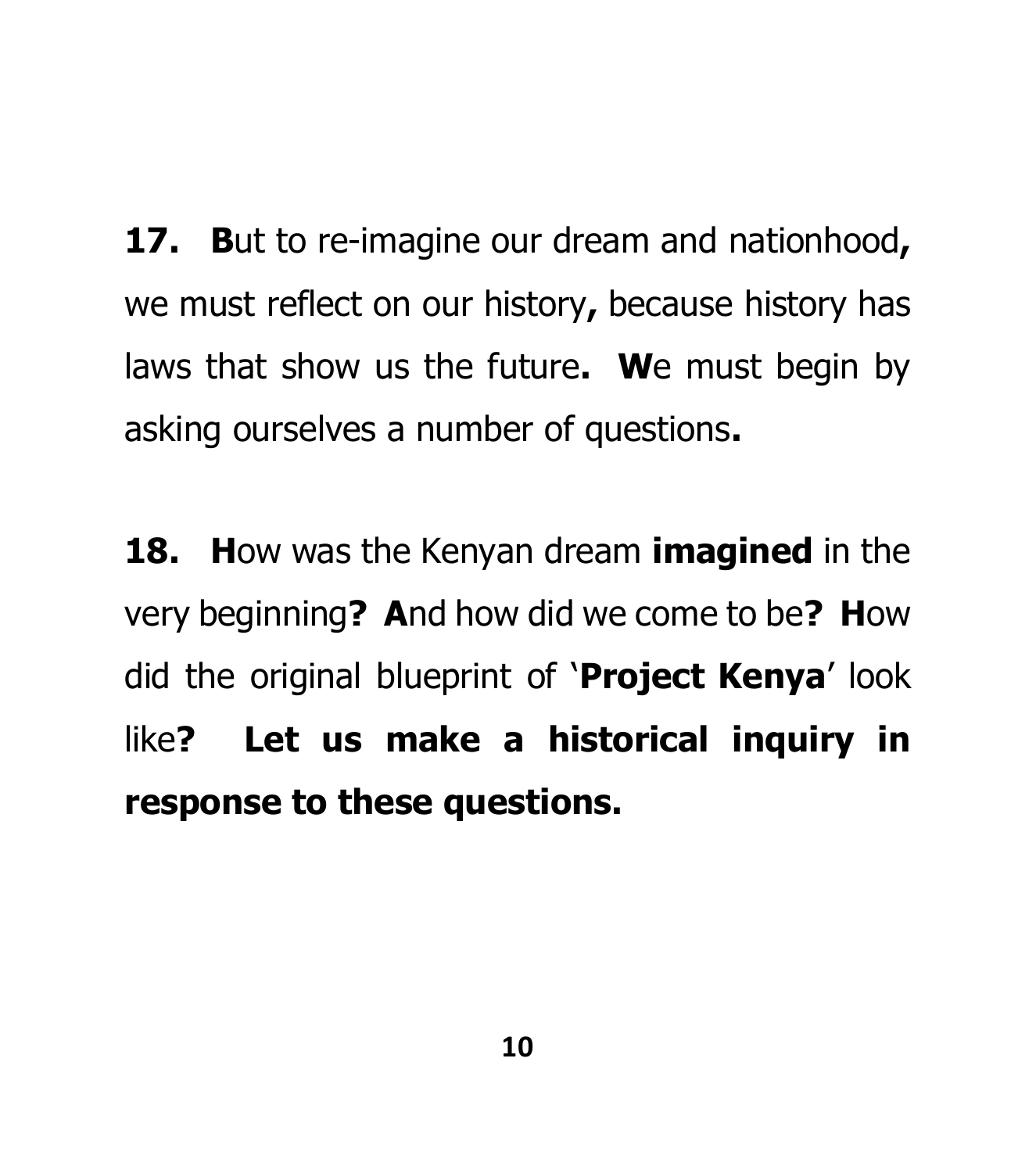**17.** **B**ut to re-imagine our dream and nationhood**,** we must reflect on our history**,** because history has laws that show us the future**.** **W**e must begin by asking ourselves a number of questions**.**

**18.** **H**ow was the Kenyan dream **imagined** in the very beginning**?** **A**nd how did we come to be**?** **H**ow did the original blueprint of '**Project Kenya**' look like**?** **Let us make a historical inquiry in response to these questions.**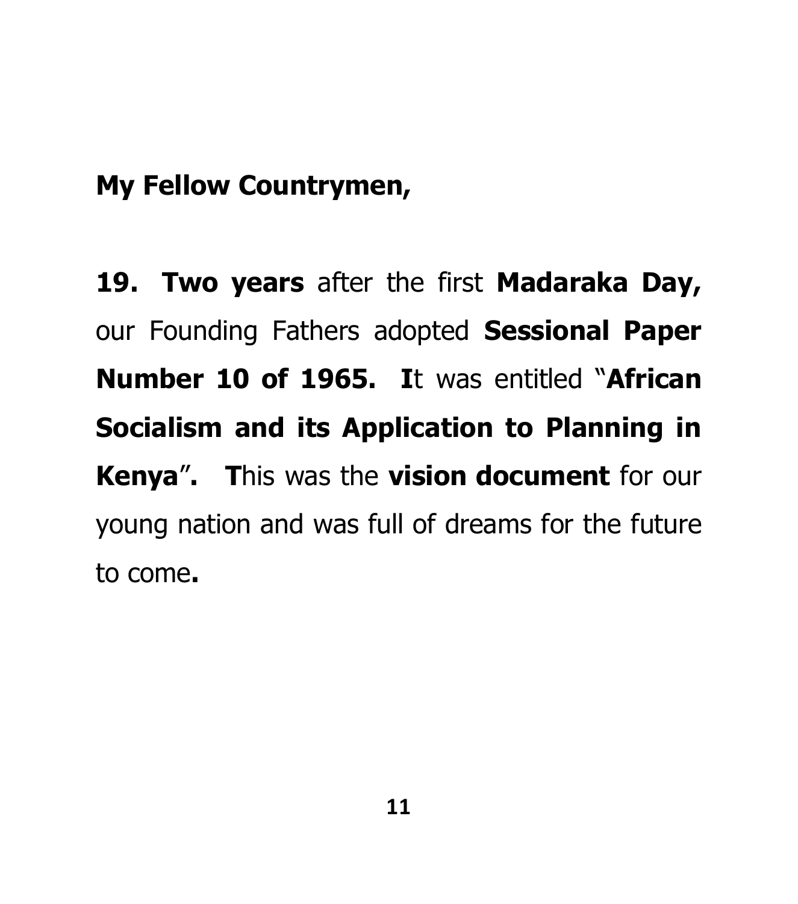**My Fellow Countrymen,**

**19. Two years** after the first **Madaraka Day,** our Founding Fathers adopted **Sessional Paper Number 10 of 1965. I**t was entitled "**African Socialism and its Application to Planning in Kenya**". **T**his was the **vision document** for our young nation and was full of dreams for the future to come**.**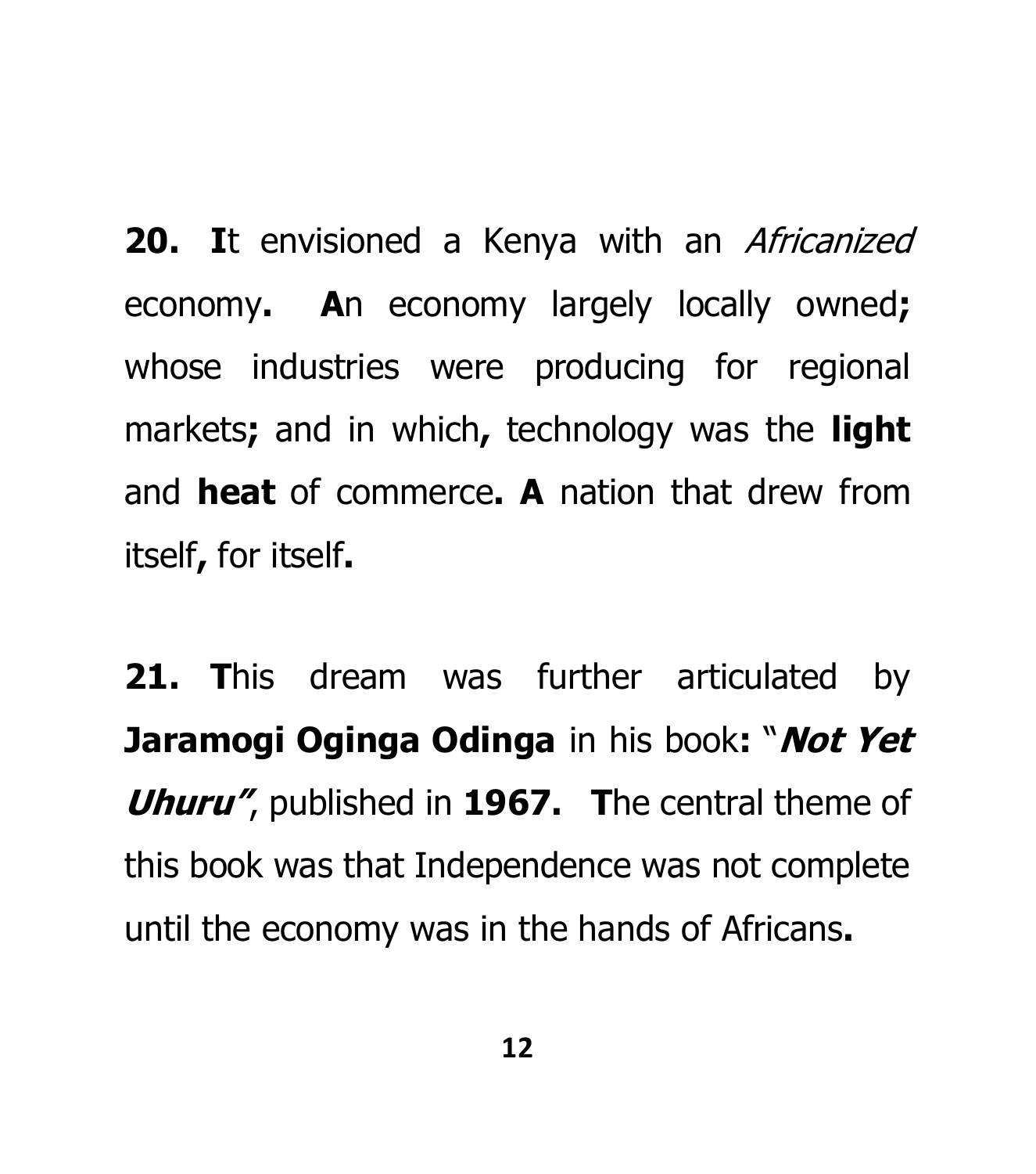**20.** **I**t envisioned a Kenya with an *Africanized* economy**.** **A**n economy largely locally owned**;** whose industries were producing for regional markets**;** and in which**,** technology was the **light** and **heat** of commerce**.** **A** nation that drew from itself**,** for itself**.**

**21.** **T**his dream was further articulated by **Jaramogi Oginga Odinga** in his book**:** "***Not Yet Uhuru"***, published in **1967.** **T**he central theme of this book was that Independence was not complete until the economy was in the hands of Africans**.**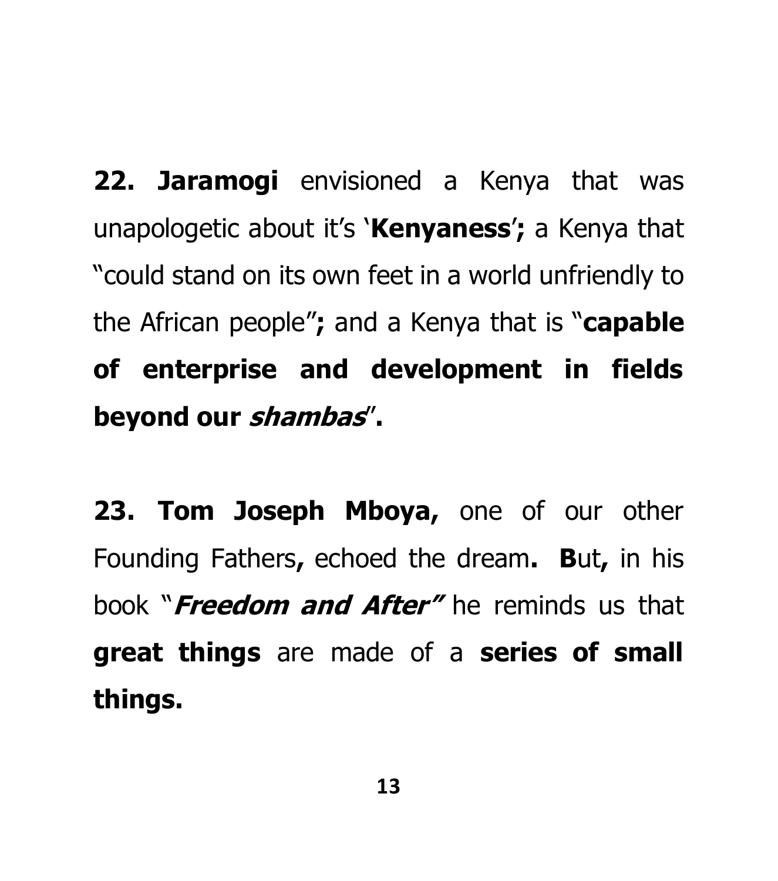**22. Jaramogi** envisioned a Kenya that was unapologetic about it's '**Kenyaness**'**;** a Kenya that "could stand on its own feet in a world unfriendly to the African people"**;** and a Kenya that is "**capable of enterprise and development in fields beyond our *shambas***"**.**

**23. Tom Joseph Mboya,** one of our other Founding Fathers**,** echoed the dream**. B**ut**,** in his book "***Freedom and After"*** he reminds us that **great things** are made of a **series of small things.**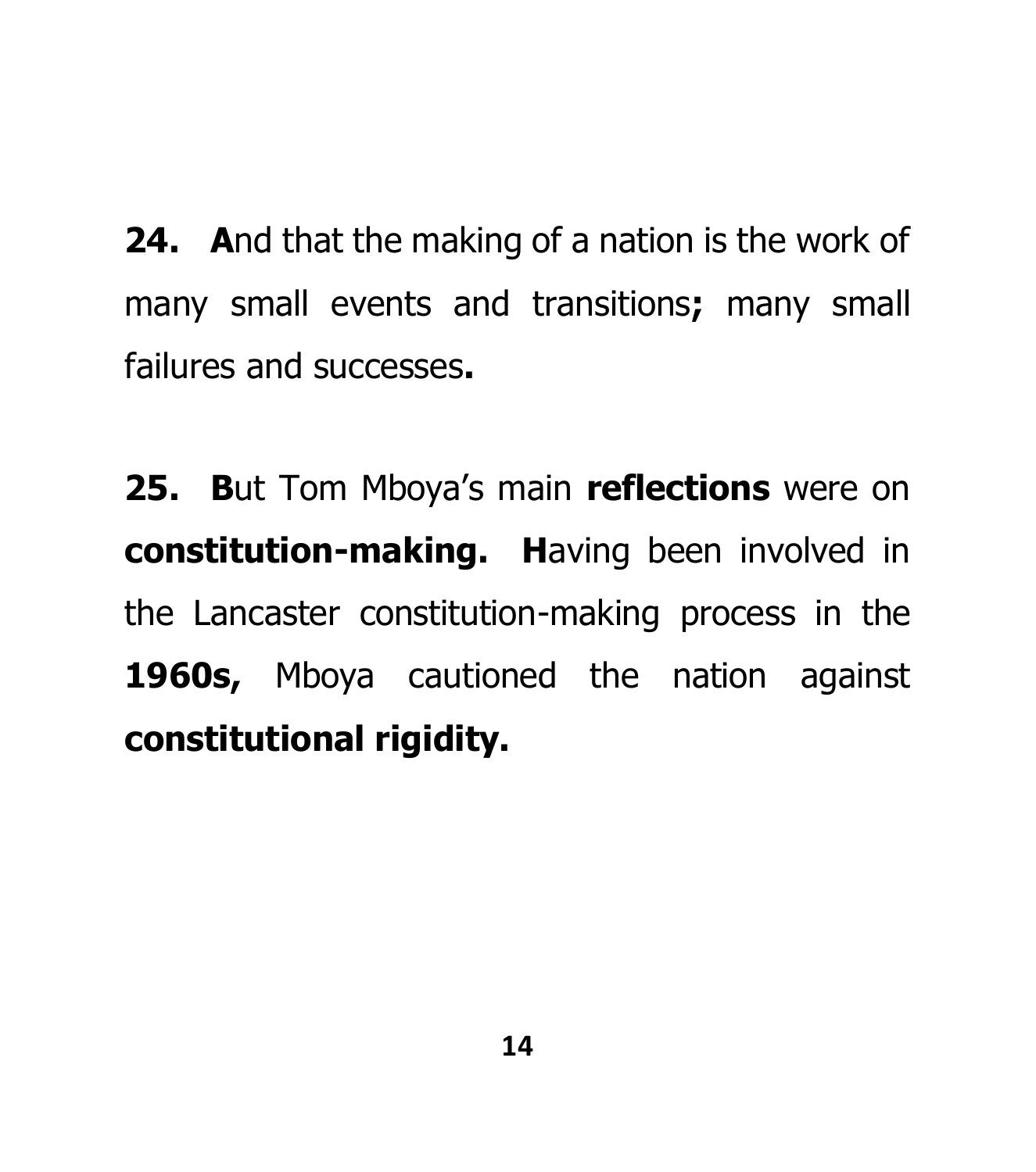**24.** **A**nd that the making of a nation is the work of many small events and transitions**;** many small failures and successes**.**

**25.** **B**ut Tom Mboya's main **reflections** were on **constitution-making.** **H**aving been involved in the Lancaster constitution-making process in the **1960s,** Mboya cautioned the nation against **constitutional rigidity.**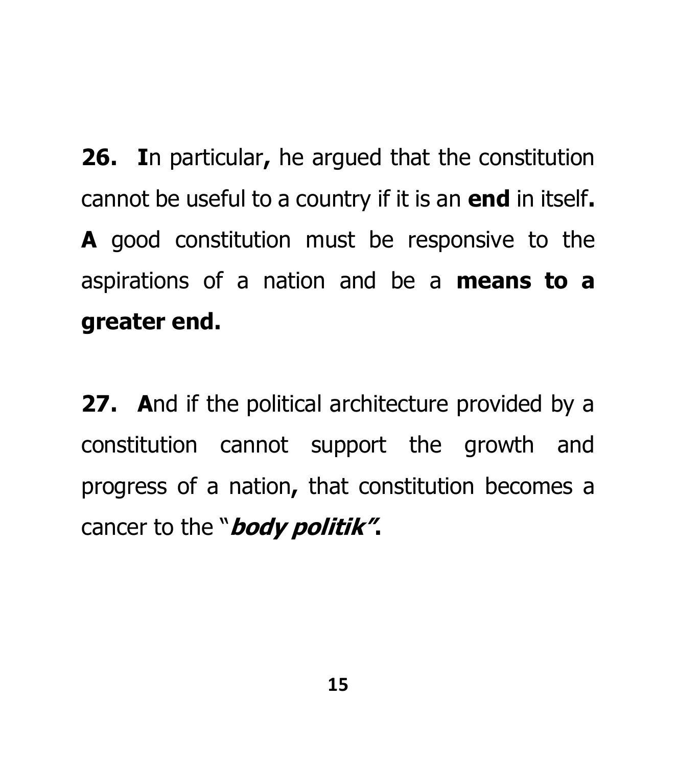**26.** **I**n particular**,** he argued that the constitution cannot be useful to a country if it is an **end** in itself**.** **A** good constitution must be responsive to the aspirations of a nation and be a **means to a greater end.**

**27.** **A**nd if the political architecture provided by a constitution cannot support the growth and progress of a nation**,** that constitution becomes a cancer to the "***body politik"*****.**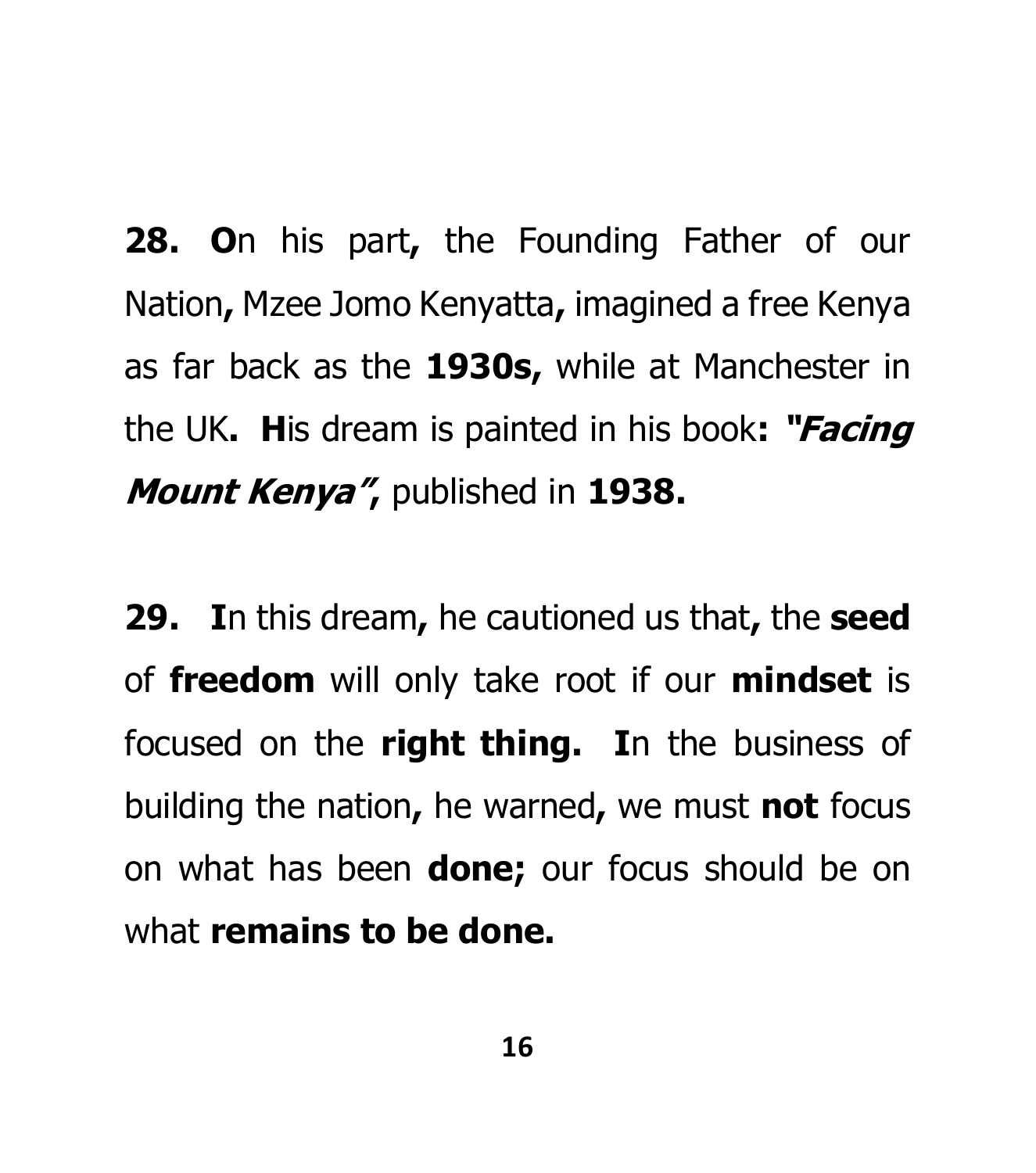**28.** **O**n his part**,** the Founding Father of our Nation**,** Mzee Jomo Kenyatta**,** imagined a free Kenya as far back as the **1930s,** while at Manchester in the UK**.** **H**is dream is painted in his book**:** ***"Facing Mount Kenya"*****,** published in **1938.**

**29.** **I**n this dream**,** he cautioned us that**,** the **seed** of **freedom** will only take root if our **mindset** is focused on the **right thing.** **I**n the business of building the nation**,** he warned**,** we must **not** focus on what has been **done;** our focus should be on what **remains to be done.**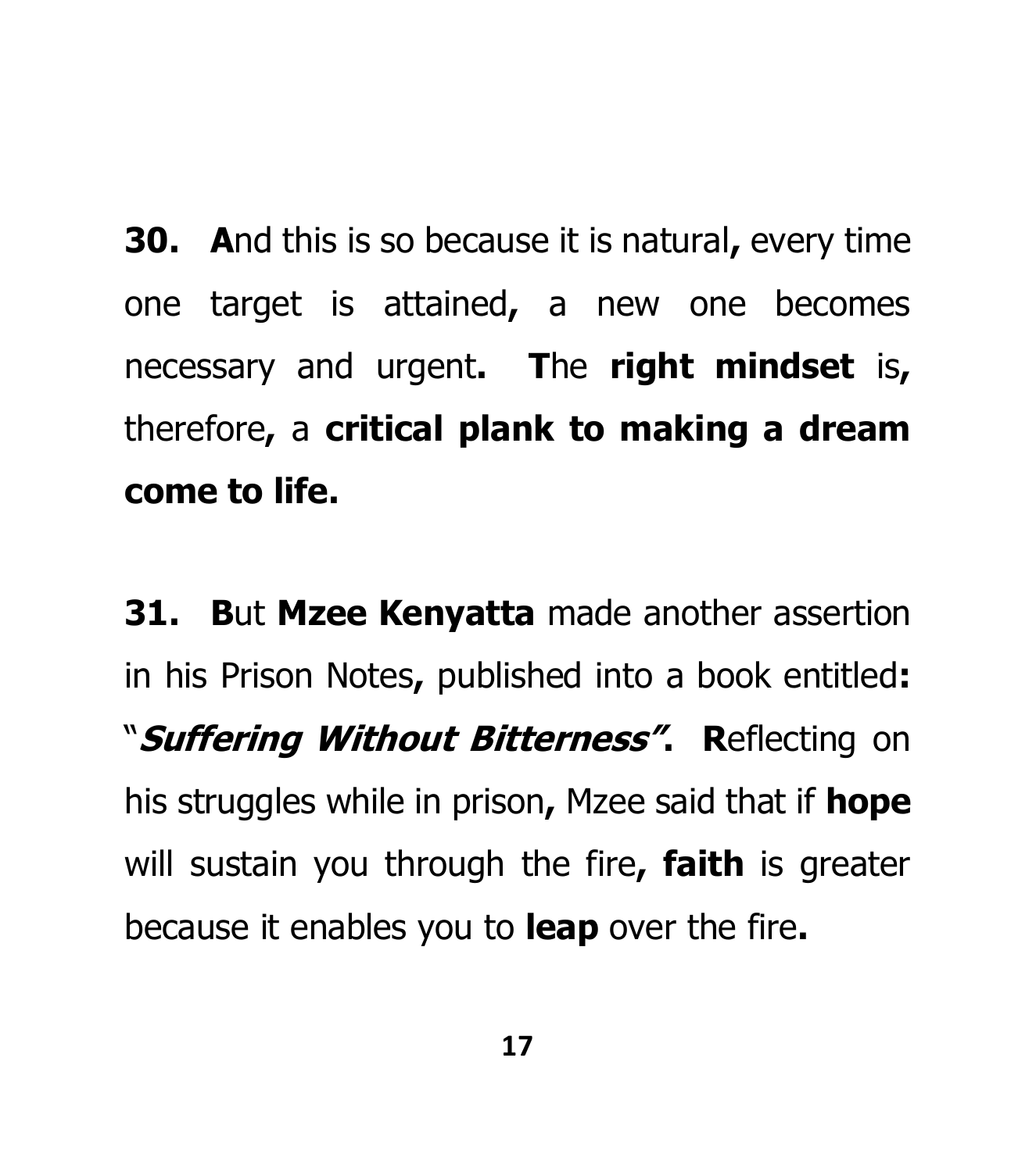**30.** **A**nd this is so because it is natural**,** every time one target is attained**,** a new one becomes necessary and urgent**.** **T**he **right mindset** is**,** therefore**,** a **critical plank to making a dream come to life.**

**31.** **B**ut **Mzee Kenyatta** made another assertion in his Prison Notes**,** published into a book entitled**:** "***Suffering Without Bitterness"*****.** **R**eflecting on his struggles while in prison**,** Mzee said that if **hope** will sustain you through the fire**,** **faith** is greater because it enables you to **leap** over the fire**.**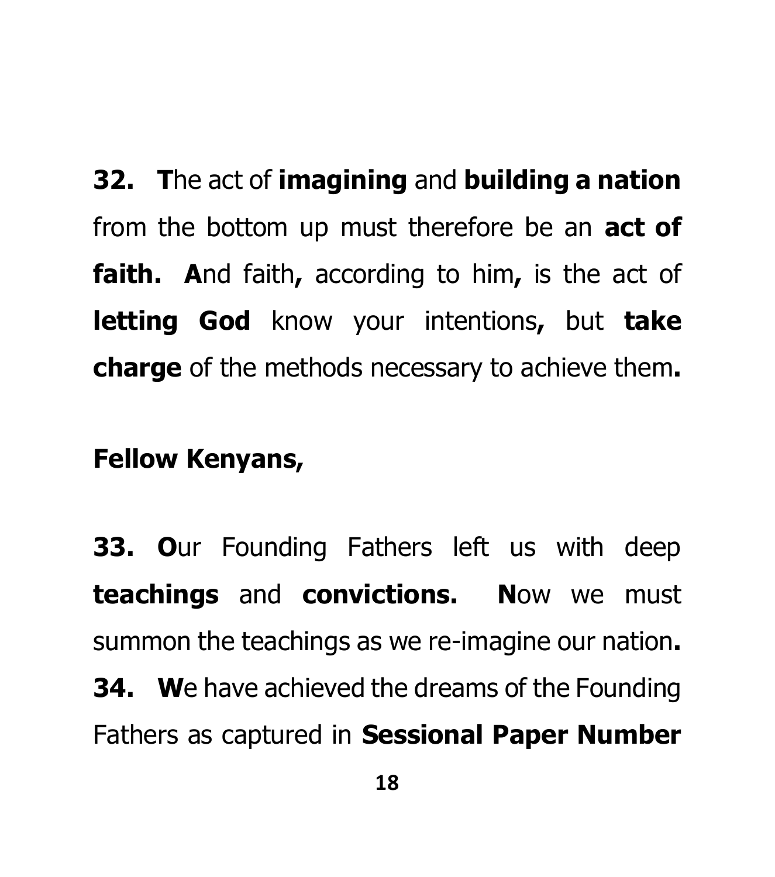**32. T**he act of **imagining** and **building a nation** from the bottom up must therefore be an **act of faith. A**nd faith**,** according to him**,** is the act of **letting God** know your intentions**,** but **take charge** of the methods necessary to achieve them**.**

**Fellow Kenyans,**

**33. O**ur Founding Fathers left us with deep **teachings** and **convictions. N**ow we must summon the teachings as we re-imagine our nation**.**

**34. W**e have achieved the dreams of the Founding Fathers as captured in **Sessional Paper Number**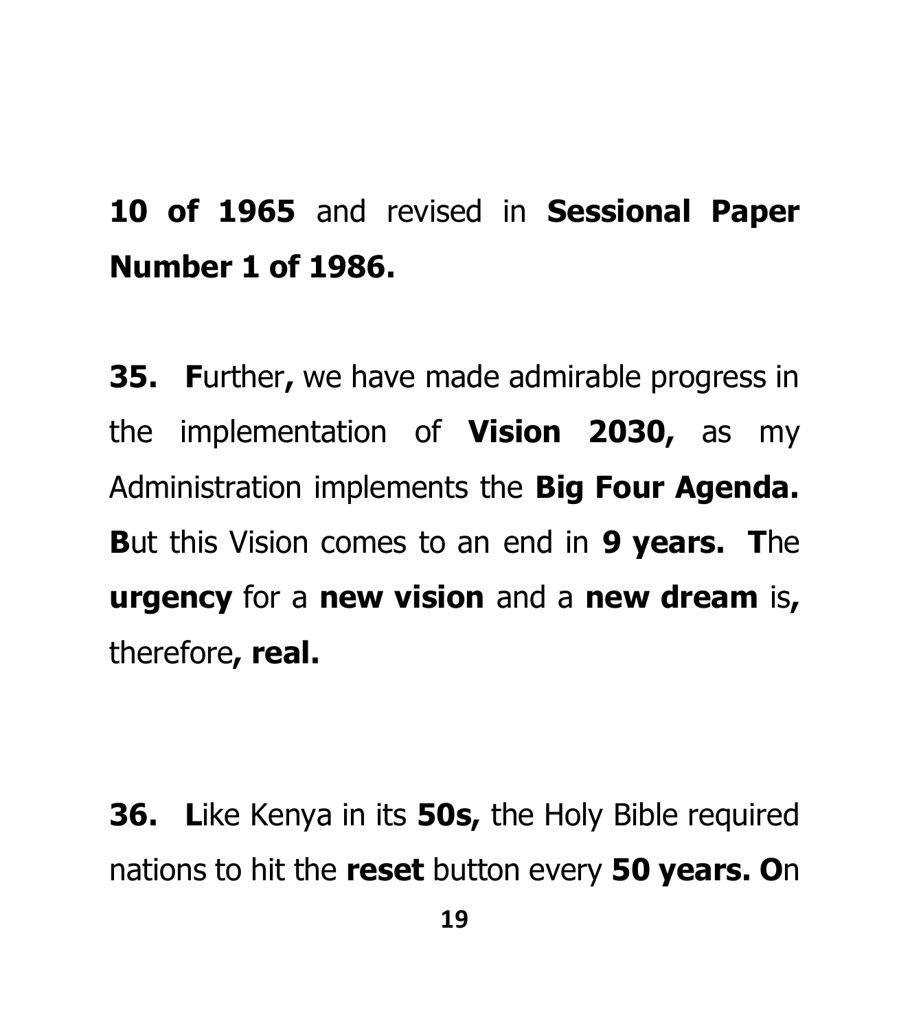**10 of 1965** and revised in **Sessional Paper Number 1 of 1986.**

**35. F**urther**,** we have made admirable progress in the implementation of **Vision 2030,** as my Administration implements the **Big Four Agenda. B**ut this Vision comes to an end in **9 years. T**he **urgency** for a **new vision** and a **new dream** is**,** therefore**, real.**

**36. L**ike Kenya in its **50s,** the Holy Bible required nations to hit the **reset** button every **50 years. O**n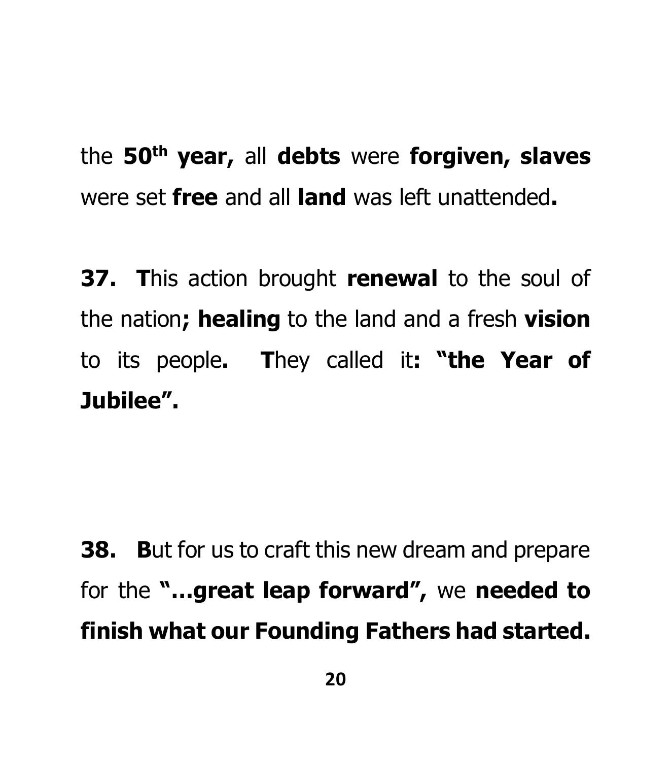the **50th year,** all **debts** were **forgiven, slaves** were set **free** and all **land** was left unattended**.**

**37. T**his action brought **renewal** to the soul of the nation**; healing** to the land and a fresh **vision** to its people**. T**hey called it**: "the Year of Jubilee".**

**38. B**ut for us to craft this new dream and prepare for the **"…great leap forward",** we **needed to finish what our Founding Fathers had started.**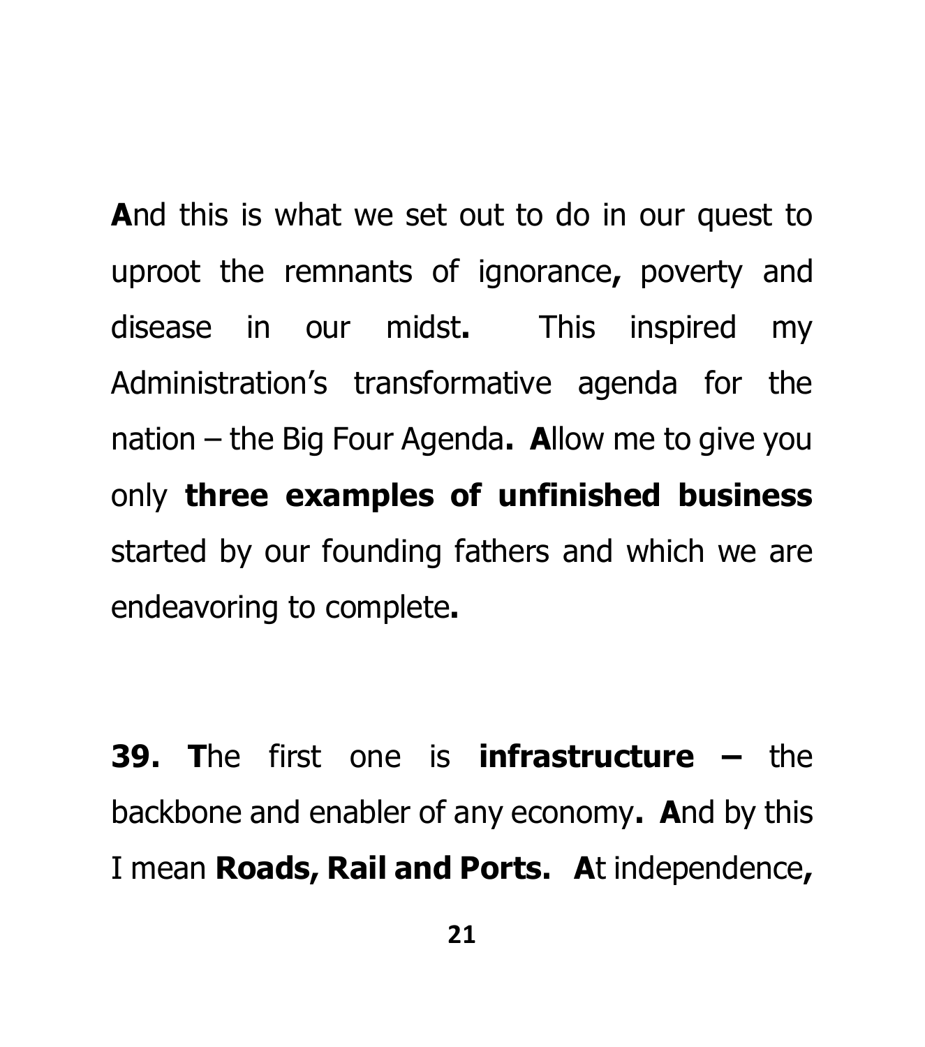**A**nd this is what we set out to do in our quest to uproot the remnants of ignorance**,** poverty and disease in our midst**.** This inspired my Administration's transformative agenda for the nation – the Big Four Agenda**. A**llow me to give you only **three examples of unfinished business** started by our founding fathers and which we are endeavoring to complete**.**

**39. T**he first one is **infrastructure –** the backbone and enabler of any economy**. A**nd by this I mean **Roads, Rail and Ports. A**t independence**,**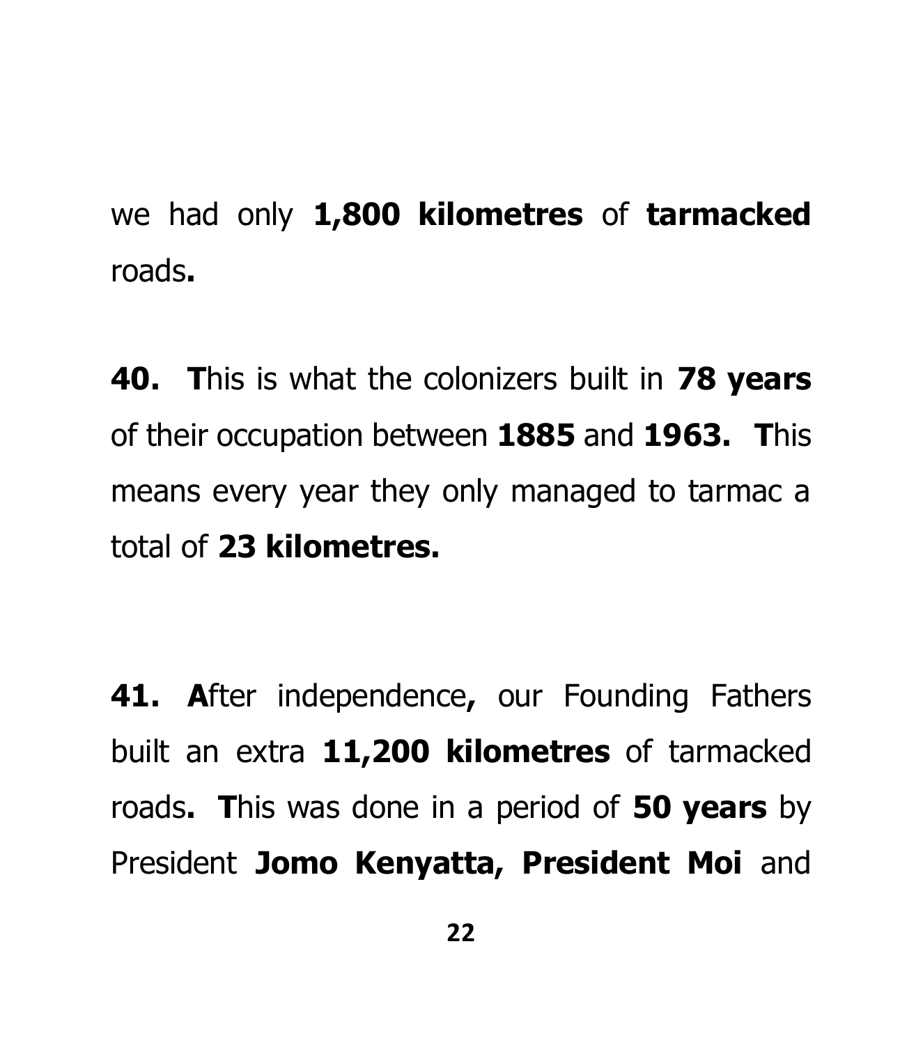we had only **1,800 kilometres** of **tarmacked** roads**.**

**40. T**his is what the colonizers built in **78 years** of their occupation between **1885** and **1963. T**his means every year they only managed to tarmac a total of **23 kilometres.**

**41. A**fter independence**,** our Founding Fathers built an extra **11,200 kilometres** of tarmacked roads**. T**his was done in a period of **50 years** by President **Jomo Kenyatta**, **President Moi** and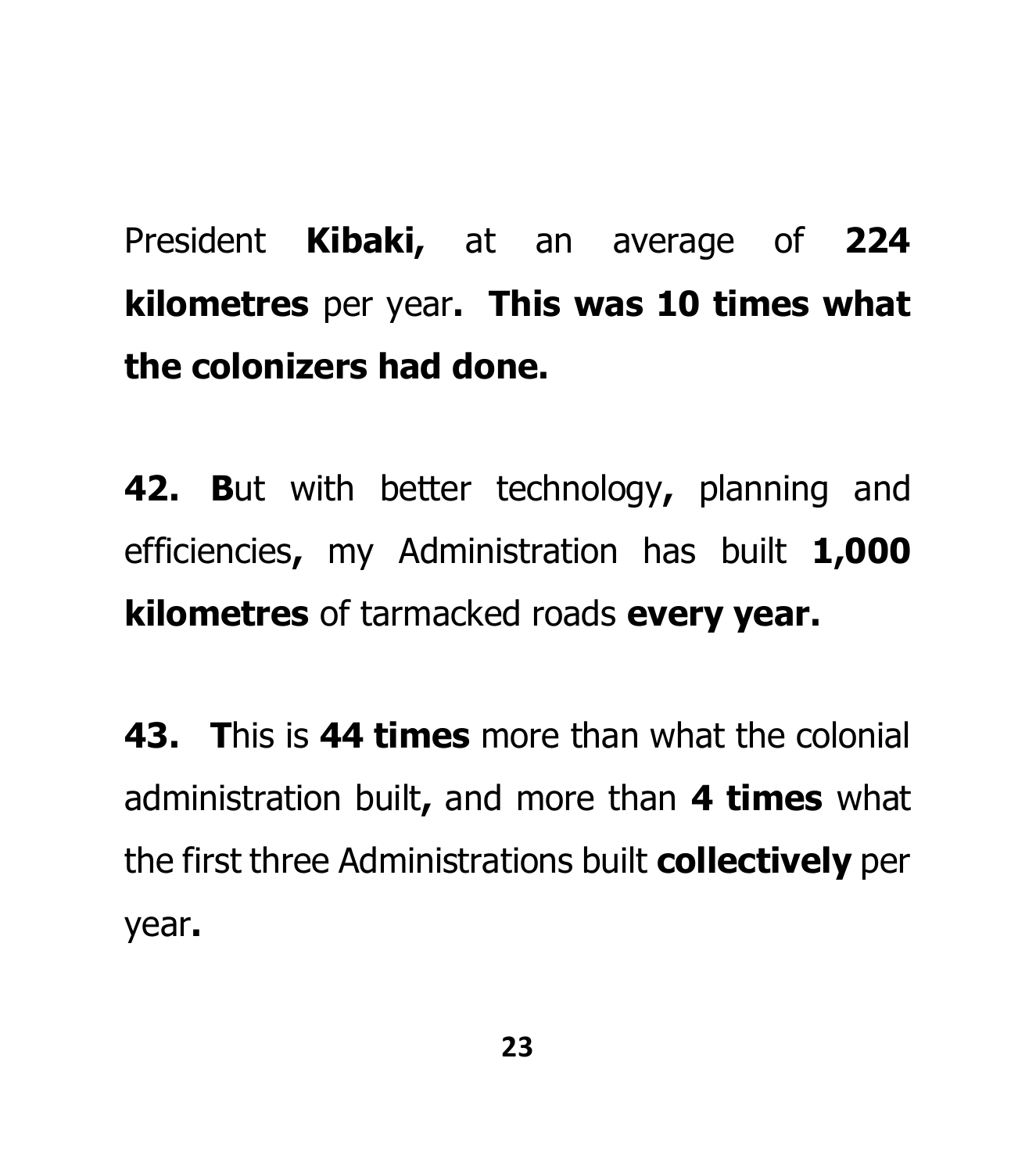President **Kibaki,** at an average of **224 kilometres** per year**. This was 10 times what the colonizers had done.**

**42. B**ut with better technology**,** planning and efficiencies**,** my Administration has built **1,000 kilometres** of tarmacked roads **every year.**

**43. T**his is **44 times** more than what the colonial administration built**,** and more than **4 times** what the first three Administrations built **collectively** per year**.**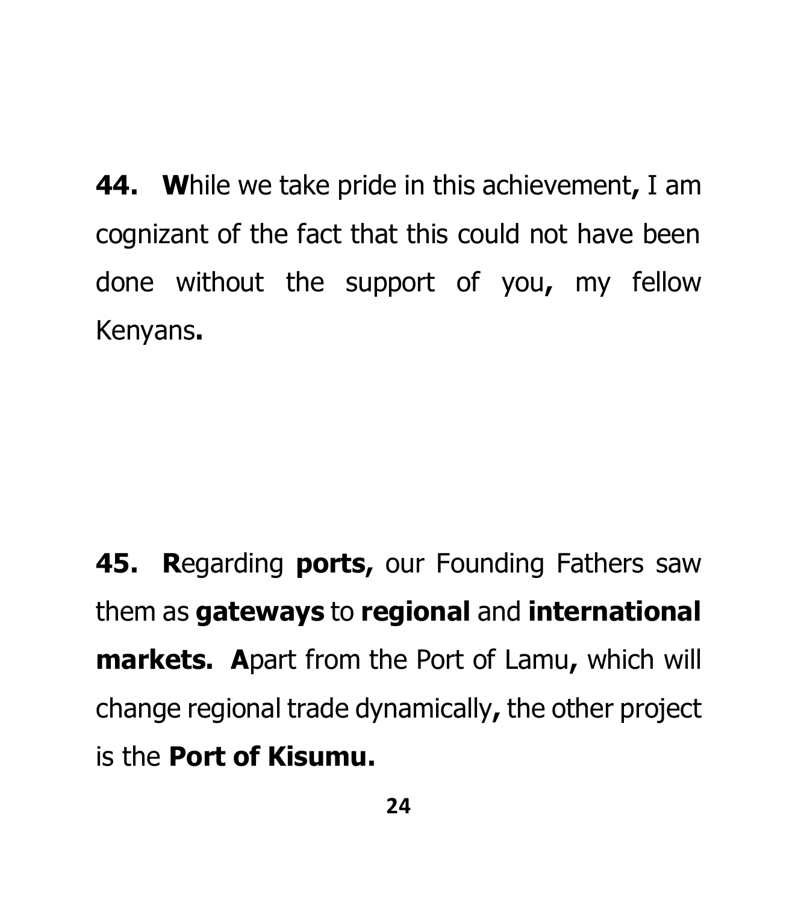**44. W**hile we take pride in this achievement**,** I am cognizant of the fact that this could not have been done without the support of you**,** my fellow Kenyans**.**

**45. R**egarding **ports,** our Founding Fathers saw them as **gateways** to **regional** and **international markets. A**part from the Port of Lamu**,** which will change regional trade dynamically**,** the other project is the **Port of Kisumu.**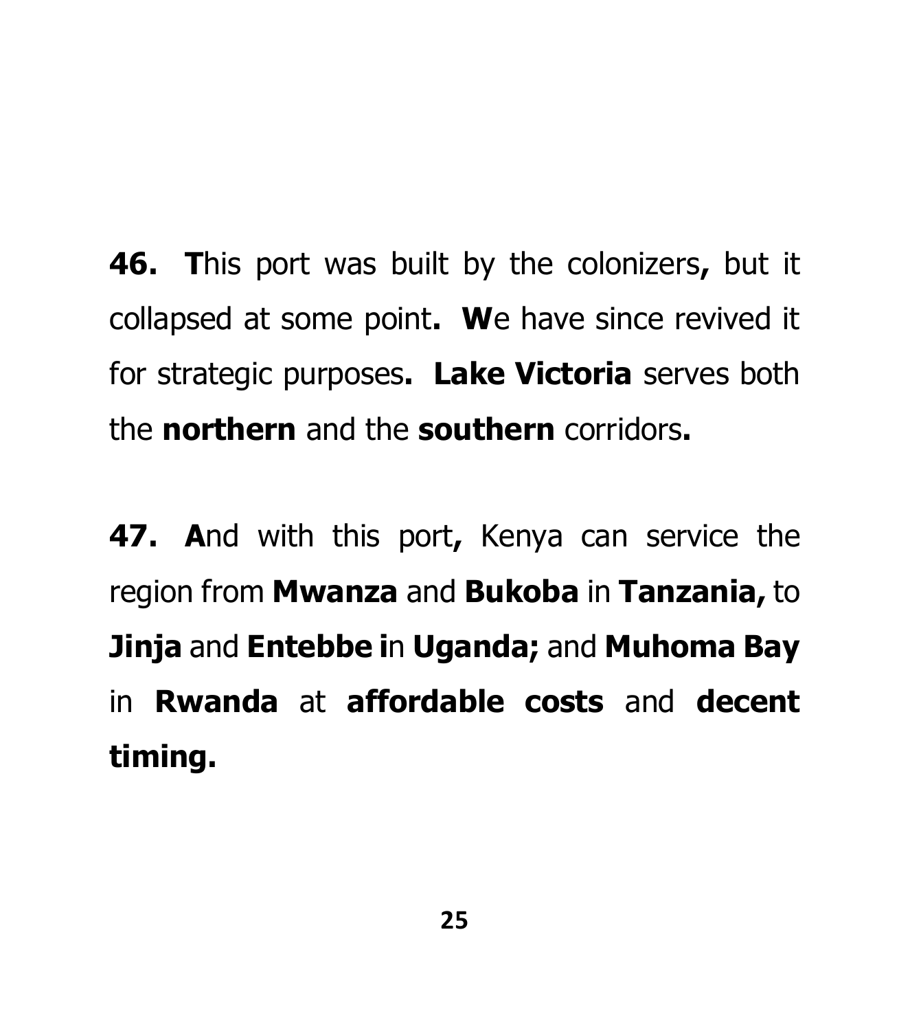**46. T**his port was built by the colonizers**,** but it collapsed at some point**. W**e have since revived it for strategic purposes**. Lake Victoria** serves both the **northern** and the **southern** corridors**.**

**47. A**nd with this port**,** Kenya can service the region from **Mwanza** and **Bukoba** in **Tanzania,** to **Jinja** and **Entebbe i**n **Uganda;** and **Muhoma Bay** in **Rwanda** at **affordable costs** and **decent timing.**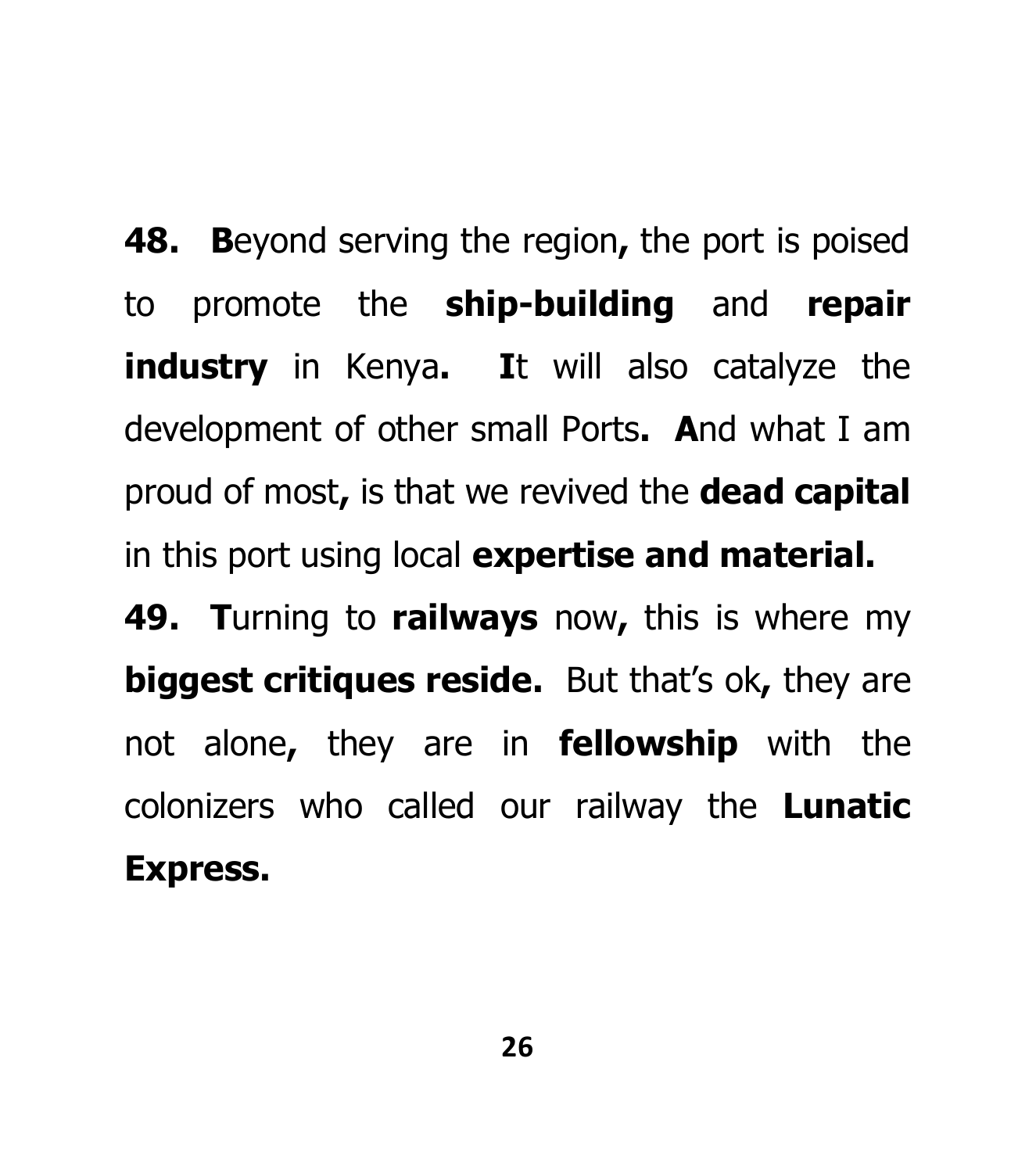**48.** **B**eyond serving the region**,** the port is poised to promote the **ship-building** and **repair industry** in Kenya**.** **I**t will also catalyze the development of other small Ports**.** **A**nd what I am proud of most**,** is that we revived the **dead capital** in this port using local **expertise and material.**

**49.** **T**urning to **railways** now**,** this is where my **biggest critiques reside.** But that's ok**,** they are not alone**,** they are in **fellowship** with the colonizers who called our railway the **Lunatic Express.**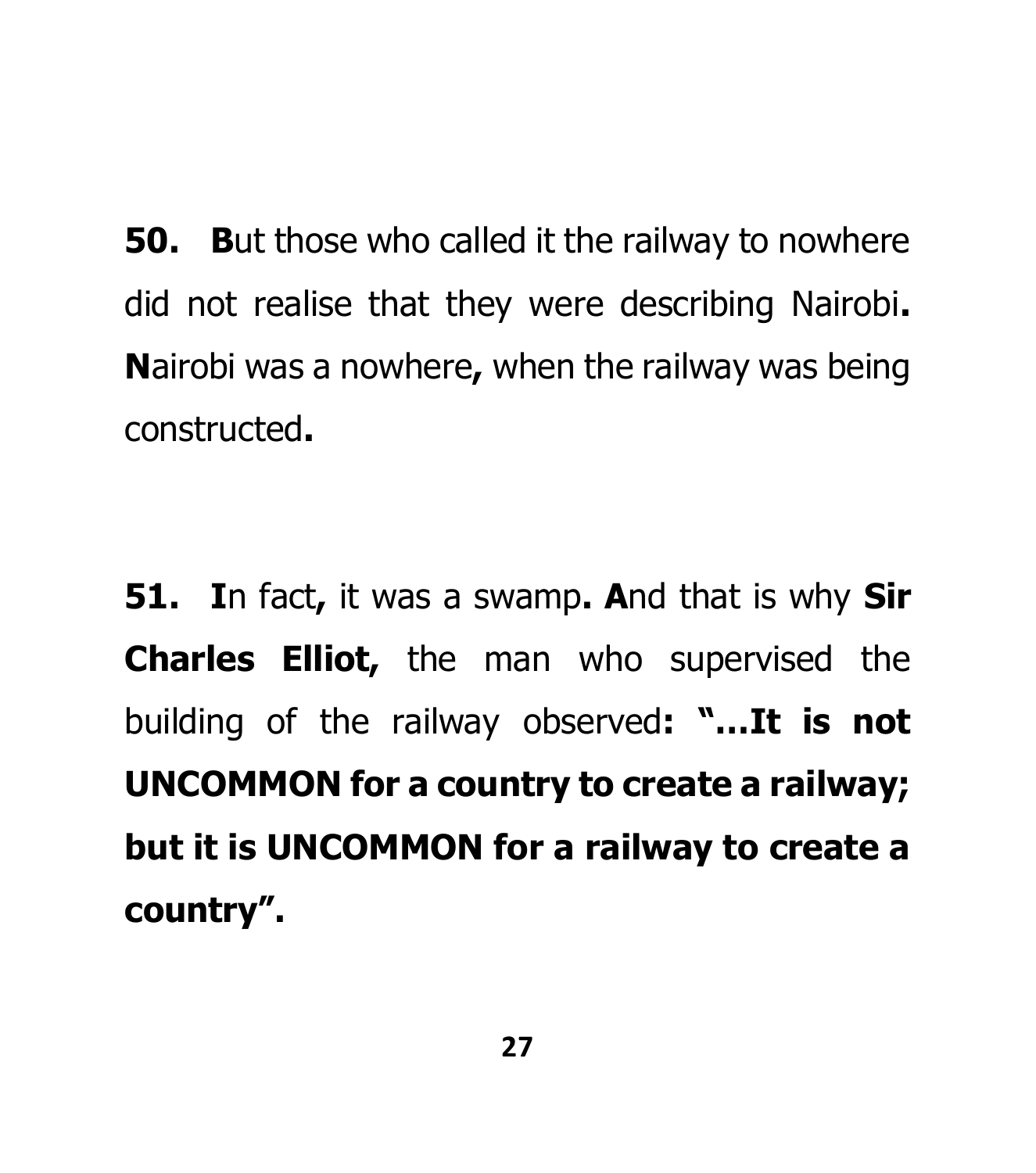**50.** **B**ut those who called it the railway to nowhere did not realise that they were describing Nairobi**.** **N**airobi was a nowhere**,** when the railway was being constructed**.**

**51.** **I**n fact**,** it was a swamp**.** **A**nd that is why **Sir Charles Elliot,** the man who supervised the building of the railway observed**: "…It is not UNCOMMON for a country to create a railway; but it is UNCOMMON for a railway to create a country".**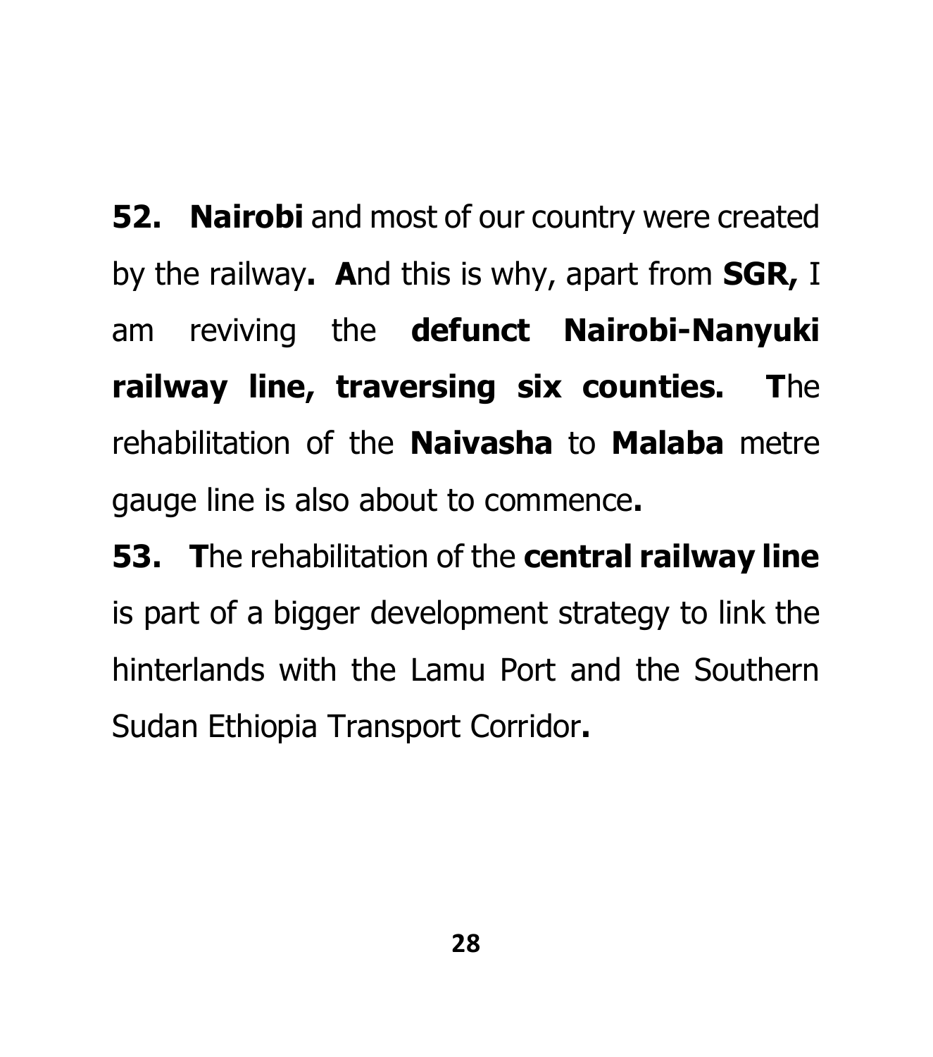**52.** **Nairobi** and most of our country were created by the railway**.** **A**nd this is why, apart from **SGR,** I am reviving the **defunct Nairobi-Nanyuki railway line, traversing six counties.** **T**he rehabilitation of the **Naivasha** to **Malaba** metre gauge line is also about to commence**.**

**53.** **T**he rehabilitation of the **central railway line** is part of a bigger development strategy to link the hinterlands with the Lamu Port and the Southern Sudan Ethiopia Transport Corridor**.**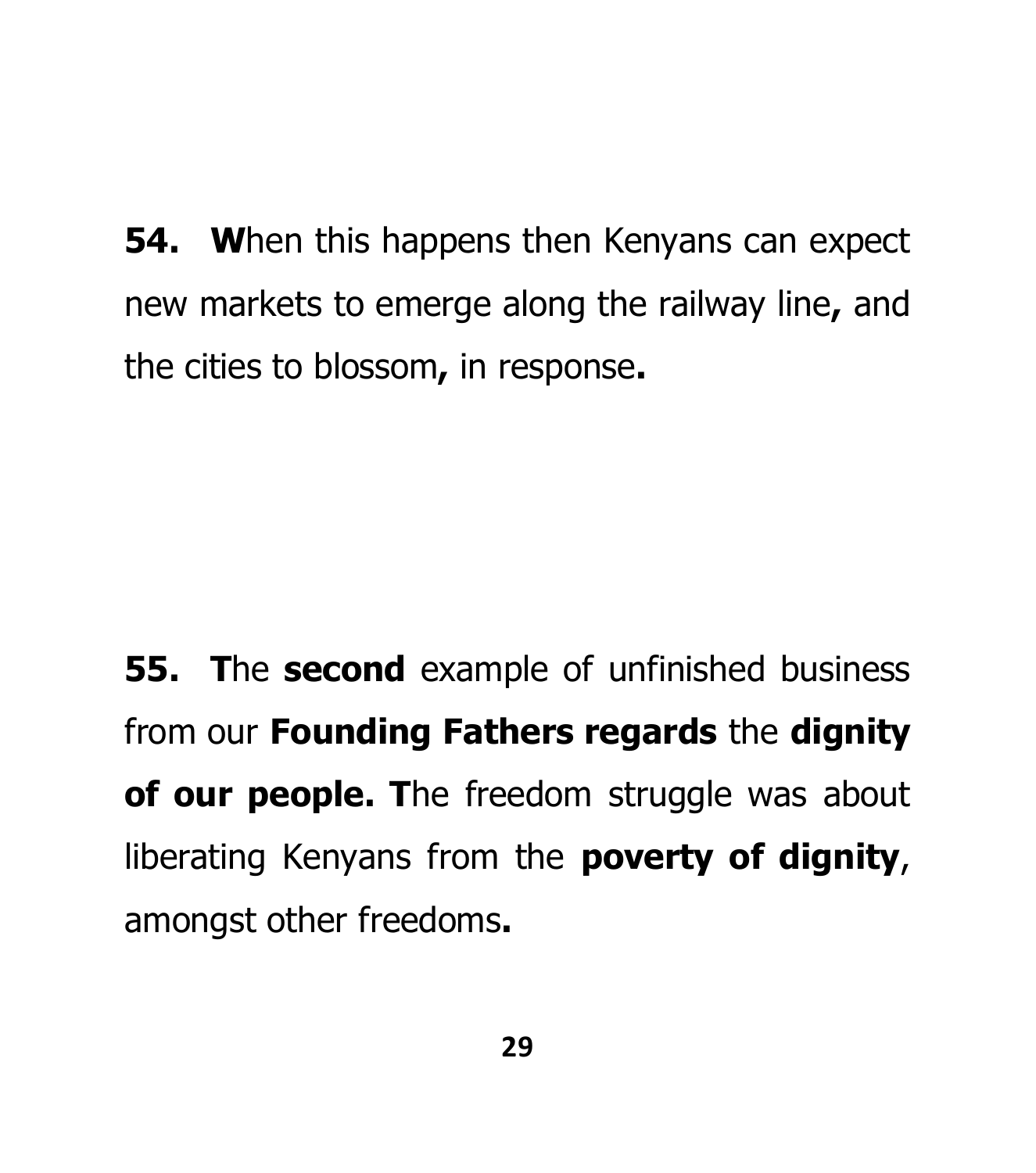**54.** **W**hen this happens then Kenyans can expect new markets to emerge along the railway line**,** and the cities to blossom**,** in response**.**

**55.** **T**he **second** example of unfinished business from our **Founding Fathers regards** the **dignity of our people. T**he freedom struggle was about liberating Kenyans from the **poverty of dignity**, amongst other freedoms**.**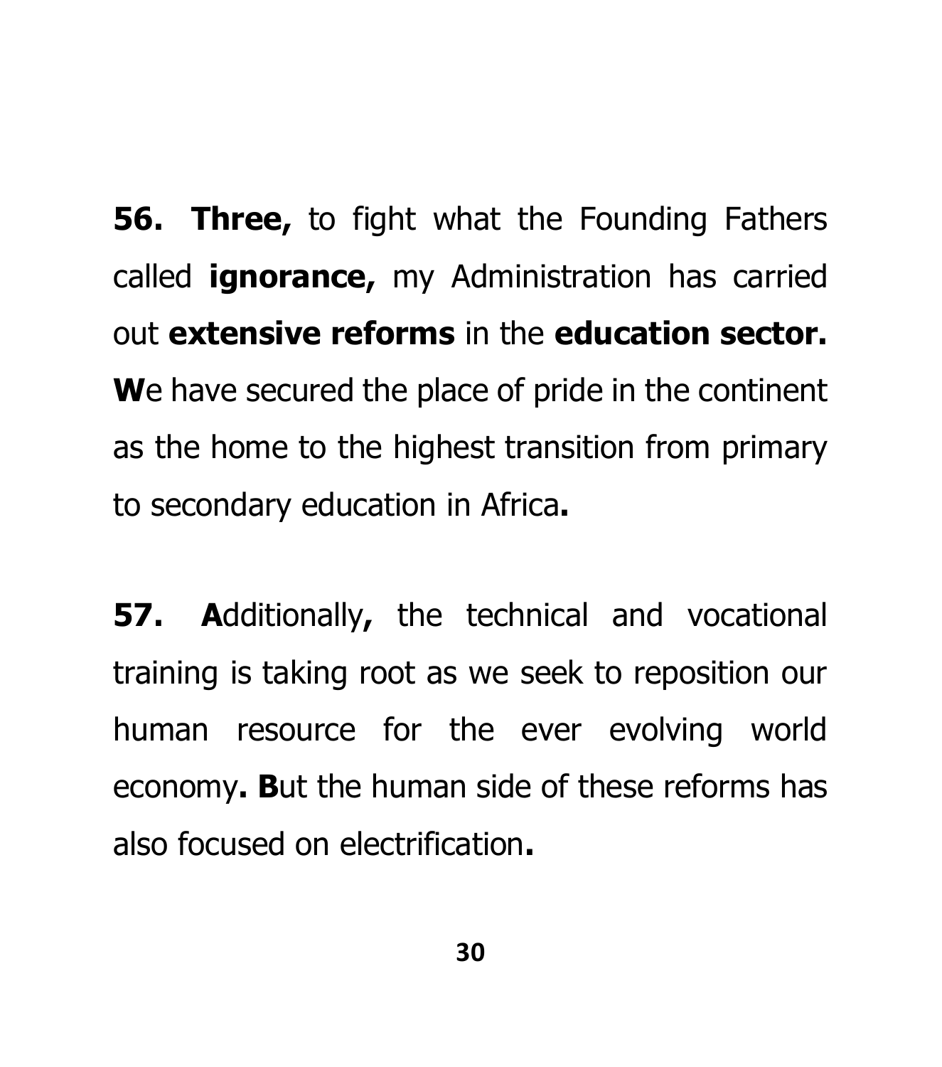**56. Three,** to fight what the Founding Fathers called **ignorance,** my Administration has carried out **extensive reforms** in the **education sector. W**e have secured the place of pride in the continent as the home to the highest transition from primary to secondary education in Africa**.**

**57. A**dditionally**,** the technical and vocational training is taking root as we seek to reposition our human resource for the ever evolving world economy**. B**ut the human side of these reforms has also focused on electrification**.**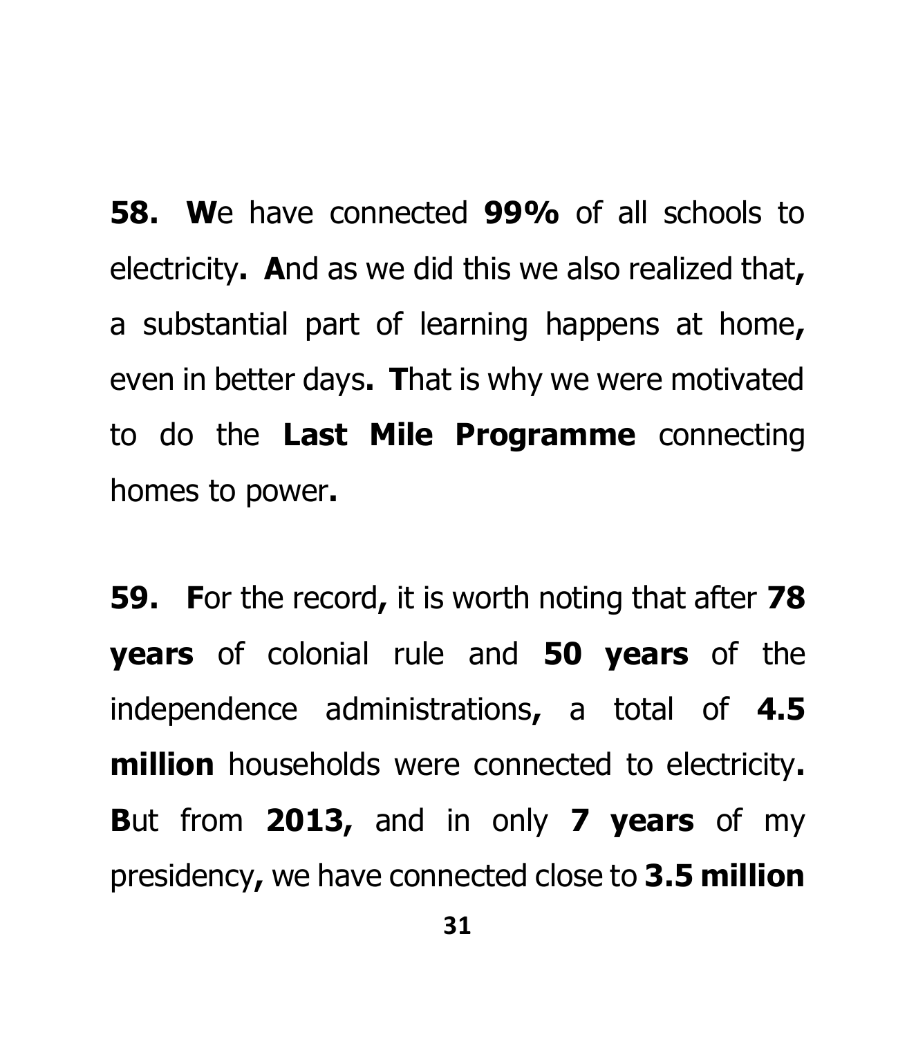**58. W**e have connected **99%** of all schools to electricity**. A**nd as we did this we also realized that**,** a substantial part of learning happens at home**,** even in better days**. T**hat is why we were motivated to do the **Last Mile Programme** connecting homes to power**.**

**59. F**or the record**,** it is worth noting that after **78 years** of colonial rule and **50 years** of the independence administrations**,** a total of **4.5 million** households were connected to electricity**. B**ut from **2013,** and in only **7 years** of my presidency**,** we have connected close to **3.5 million**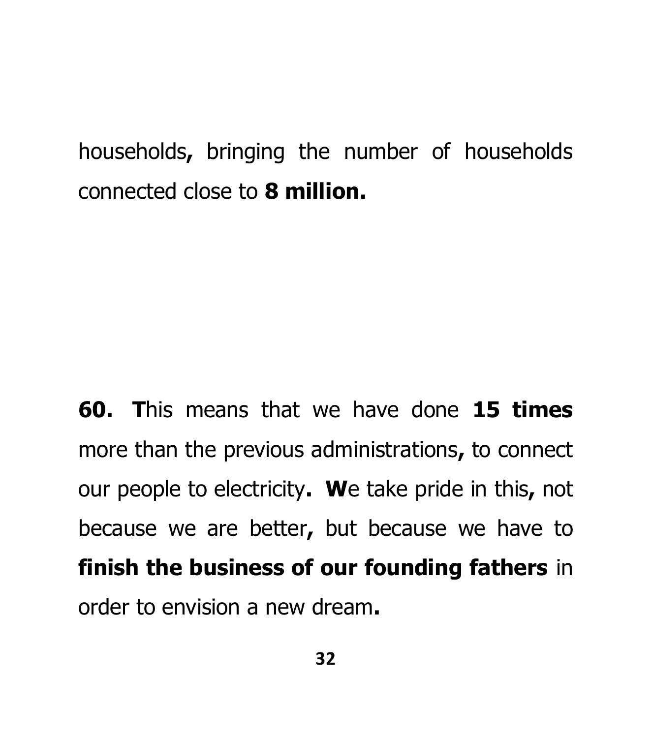households, bringing the number of households connected close to **8 million.**

**60. T**his means that we have done **15 times** more than the previous administrations, to connect our people to electricity. **W**e take pride in this, not because we are better, but because we have to **finish the business of our founding fathers** in order to envision a new dream.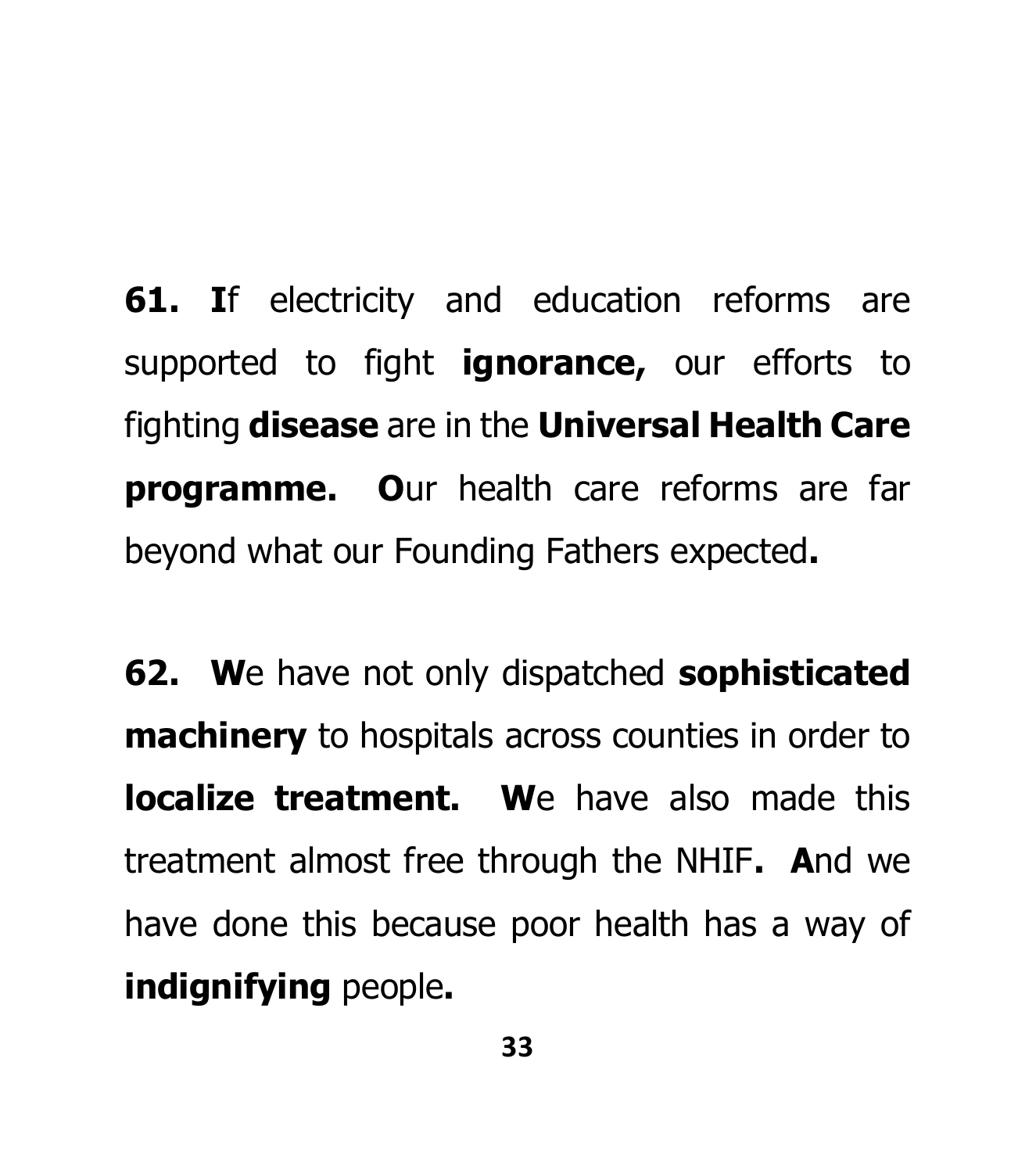**61. I**f electricity and education reforms are supported to fight **ignorance,** our efforts to fighting **disease** are in the **Universal Health Care programme. O**ur health care reforms are far beyond what our Founding Fathers expected**.**

**62. W**e have not only dispatched **sophisticated machinery** to hospitals across counties in order to **localize treatment. W**e have also made this treatment almost free through the NHIF**. A**nd we have done this because poor health has a way of **indignifying** people**.**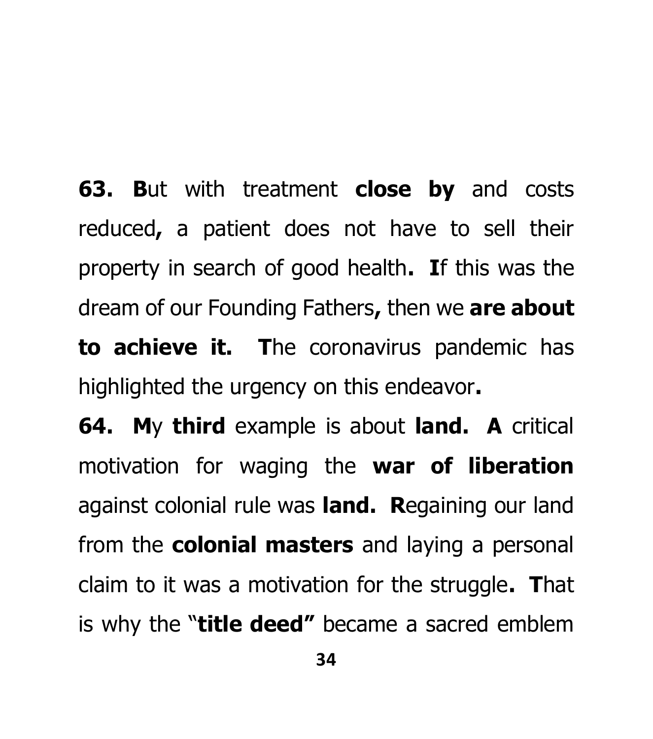**63. B**ut with treatment **close by** and costs reduced**,** a patient does not have to sell their property in search of good health**. I**f this was the dream of our Founding Fathers**,** then we **are about to achieve it. T**he coronavirus pandemic has highlighted the urgency on this endeavor**.**

**64. M**y **third** example is about **land. A** critical motivation for waging the **war of liberation** against colonial rule was **land. R**egaining our land from the **colonial masters** and laying a personal claim to it was a motivation for the struggle**. T**hat is why the "**title deed"** became a sacred emblem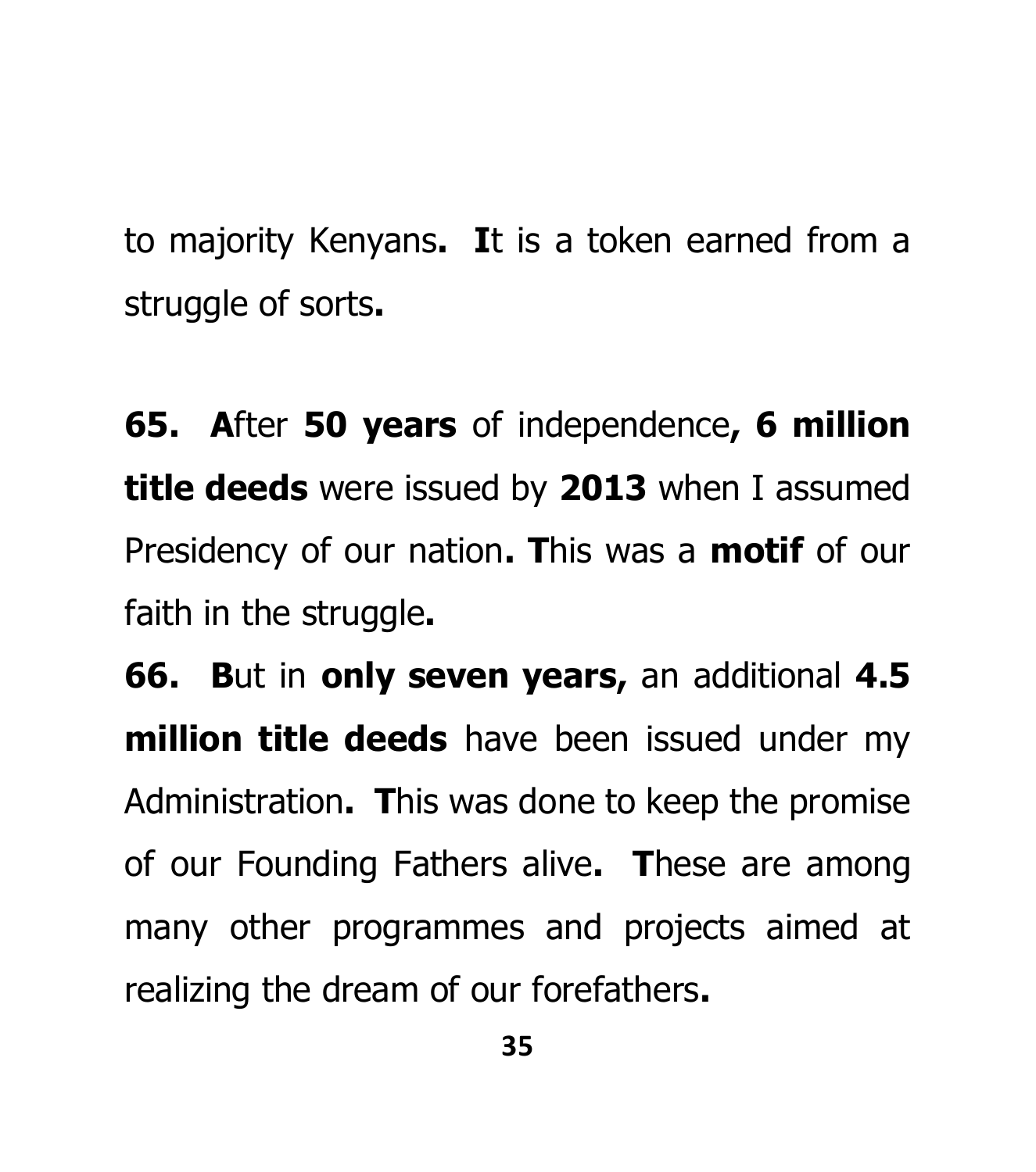to majority Kenyans**.** **I**t is a token earned from a struggle of sorts**.**

**65.** **A**fter **50 years** of independence**, 6 million title deeds** were issued by **2013** when I assumed Presidency of our nation**. T**his was a **motif** of our faith in the struggle**.**

**66.** **B**ut in **only seven years,** an additional **4.5 million title deeds** have been issued under my Administration**.** **T**his was done to keep the promise of our Founding Fathers alive**.** **T**hese are among many other programmes and projects aimed at realizing the dream of our forefathers**.**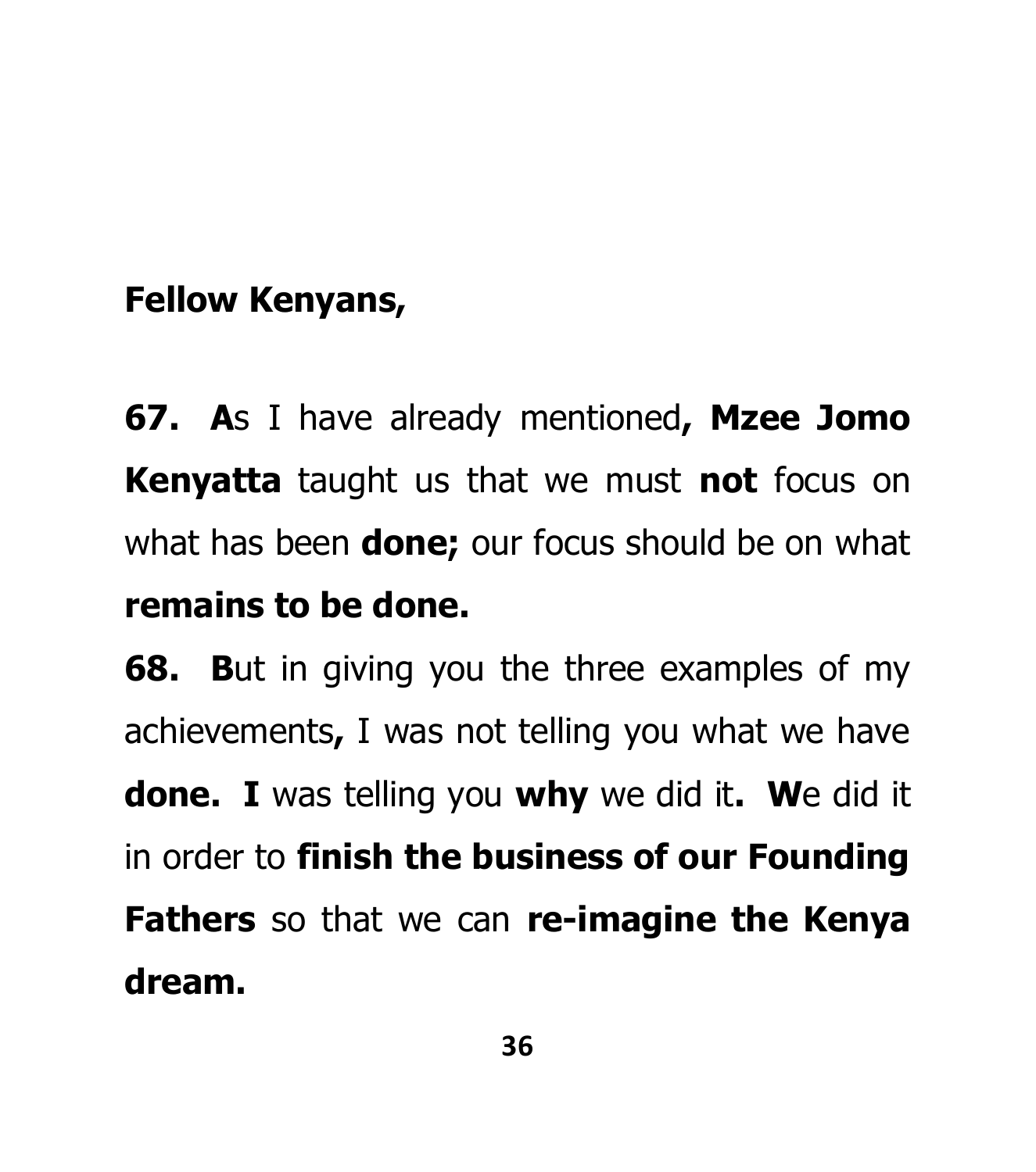**Fellow Kenyans,**

**67.** **A**s I have already mentioned**, Mzee Jomo Kenyatta** taught us that we must **not** focus on what has been **done;** our focus should be on what **remains to be done.**

**68.** **B**ut in giving you the three examples of my achievements**,** I was not telling you what we have **done.** **I** was telling you **why** we did it**.** **W**e did it in order to **finish the business of our Founding Fathers** so that we can **re-imagine the Kenya dream.**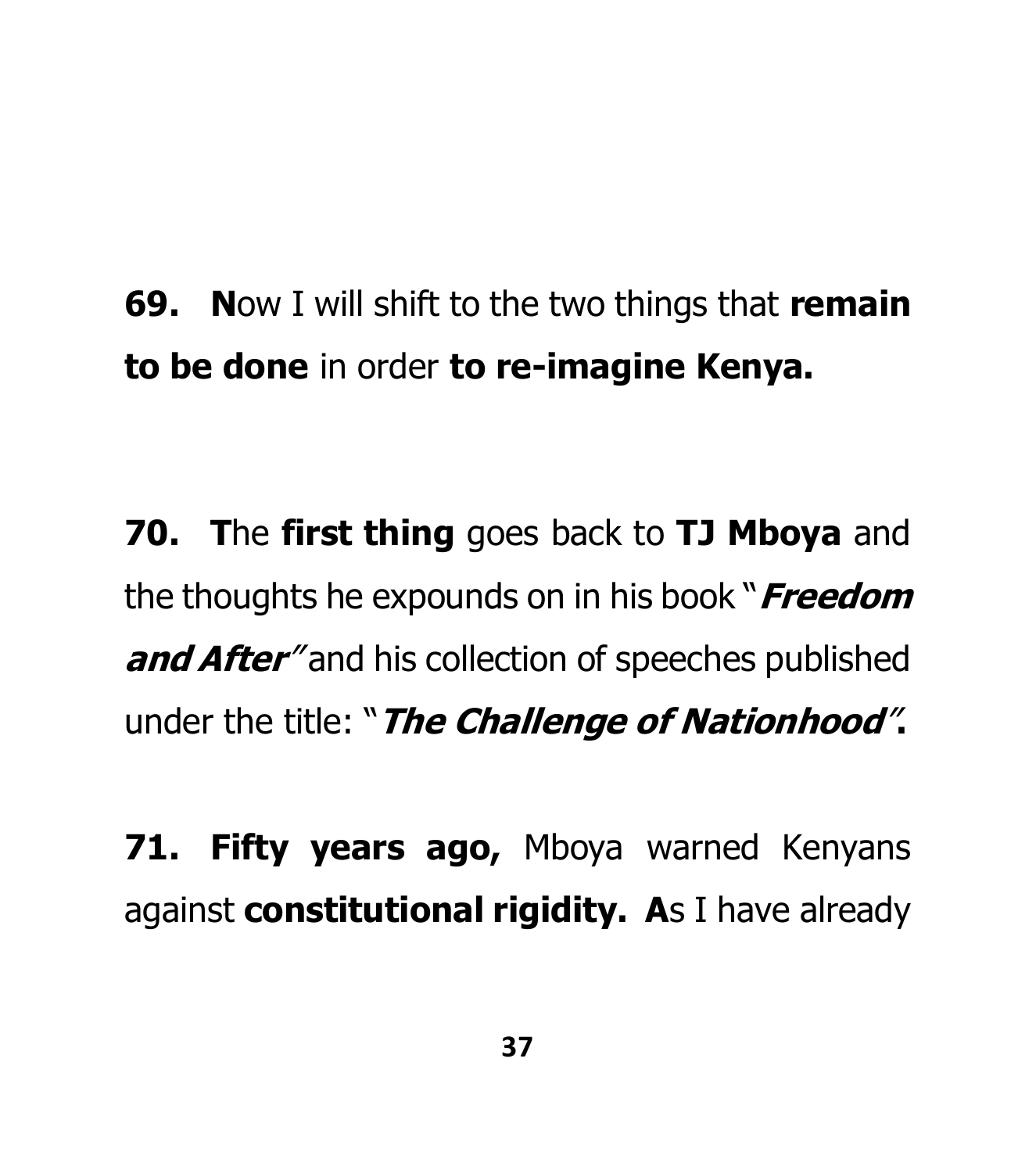**69.** **N**ow I will shift to the two things that **remain to be done** in order **to re-imagine Kenya.**

**70.** **T**he **first thing** goes back to **TJ Mboya** and the thoughts he expounds on in his book "***Freedom and After***" and his collection of speeches published under the title: "***The Challenge of Nationhood***"**.**

**71.** **Fifty years ago,** Mboya warned Kenyans against **constitutional rigidity.** **A**s I have already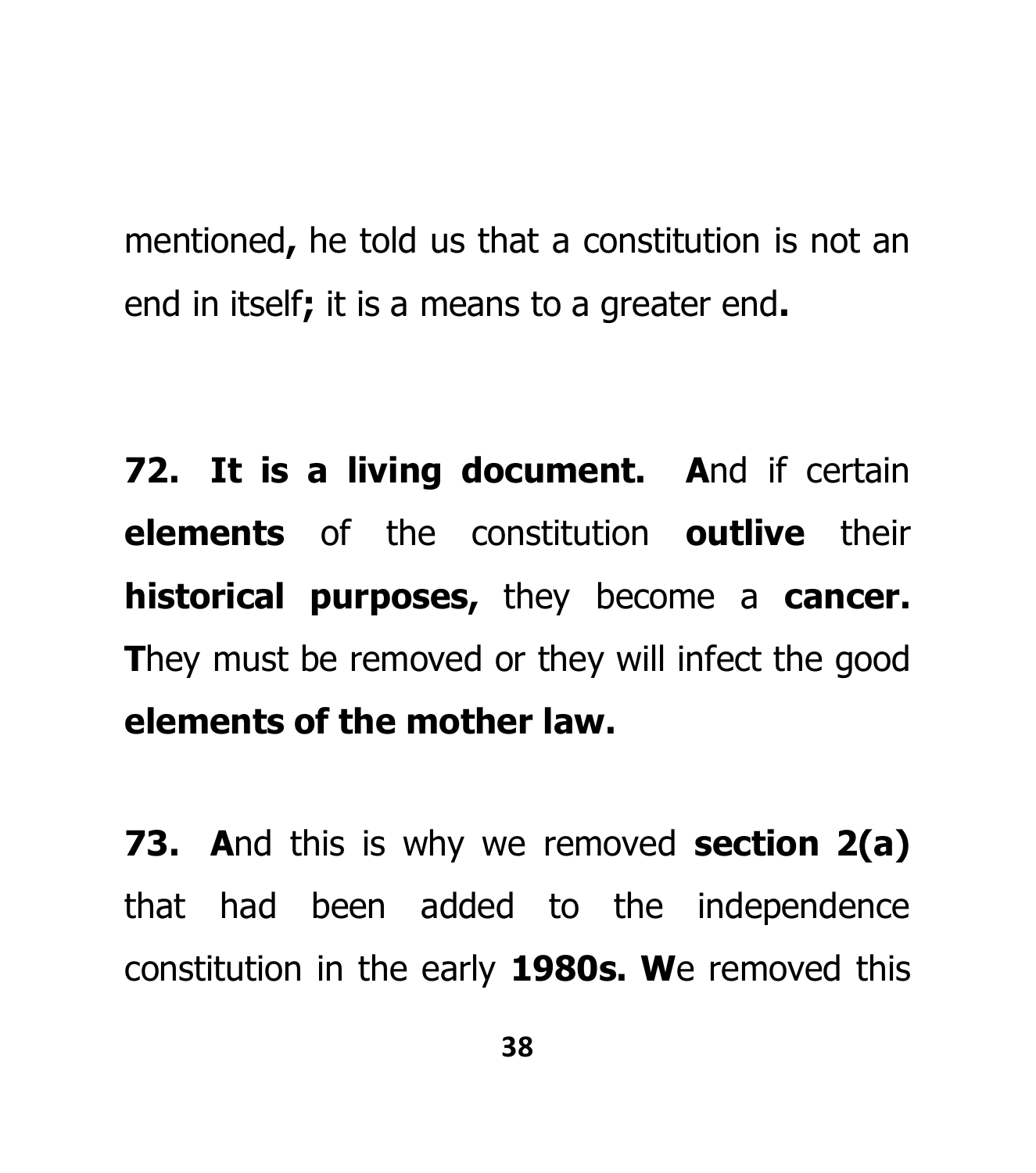mentioned**,** he told us that a constitution is not an end in itself**;** it is a means to a greater end**.**

**72. It is a living document. A**nd if certain **elements** of the constitution **outlive** their **historical purposes,** they become a **cancer. T**hey must be removed or they will infect the good **elements of the mother law.**

**73. A**nd this is why we removed **section 2(a)** that had been added to the independence constitution in the early **1980s. W**e removed this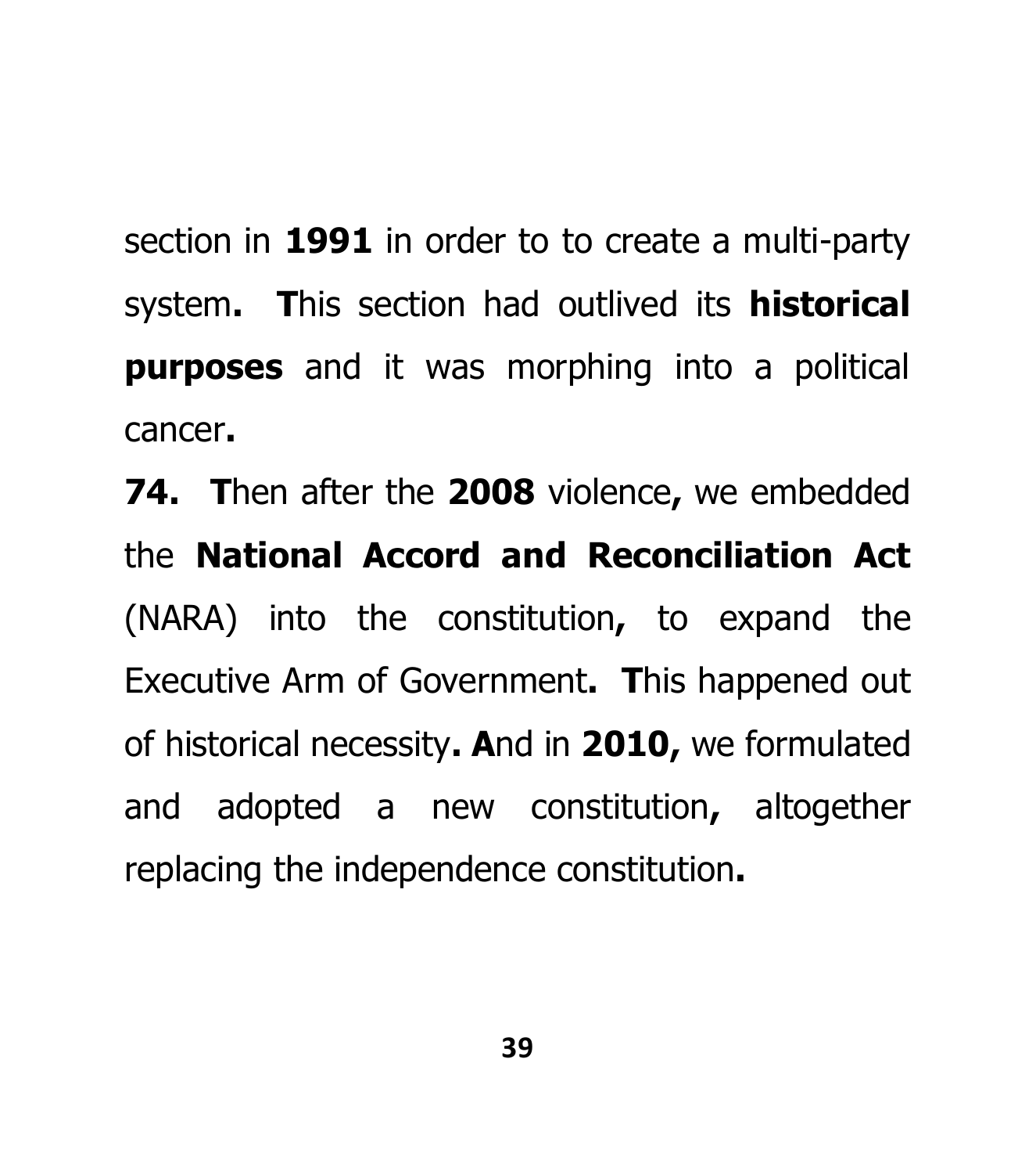section in **1991** in order to to create a multi-party system**.** **T**his section had outlived its **historical purposes** and it was morphing into a political cancer**.**

**74.** **T**hen after the **2008** violence**,** we embedded the **National Accord and Reconciliation Act** (NARA) into the constitution**,** to expand the Executive Arm of Government**.** **T**his happened out of historical necessity**. A**nd in **2010,** we formulated and adopted a new constitution**,** altogether replacing the independence constitution**.**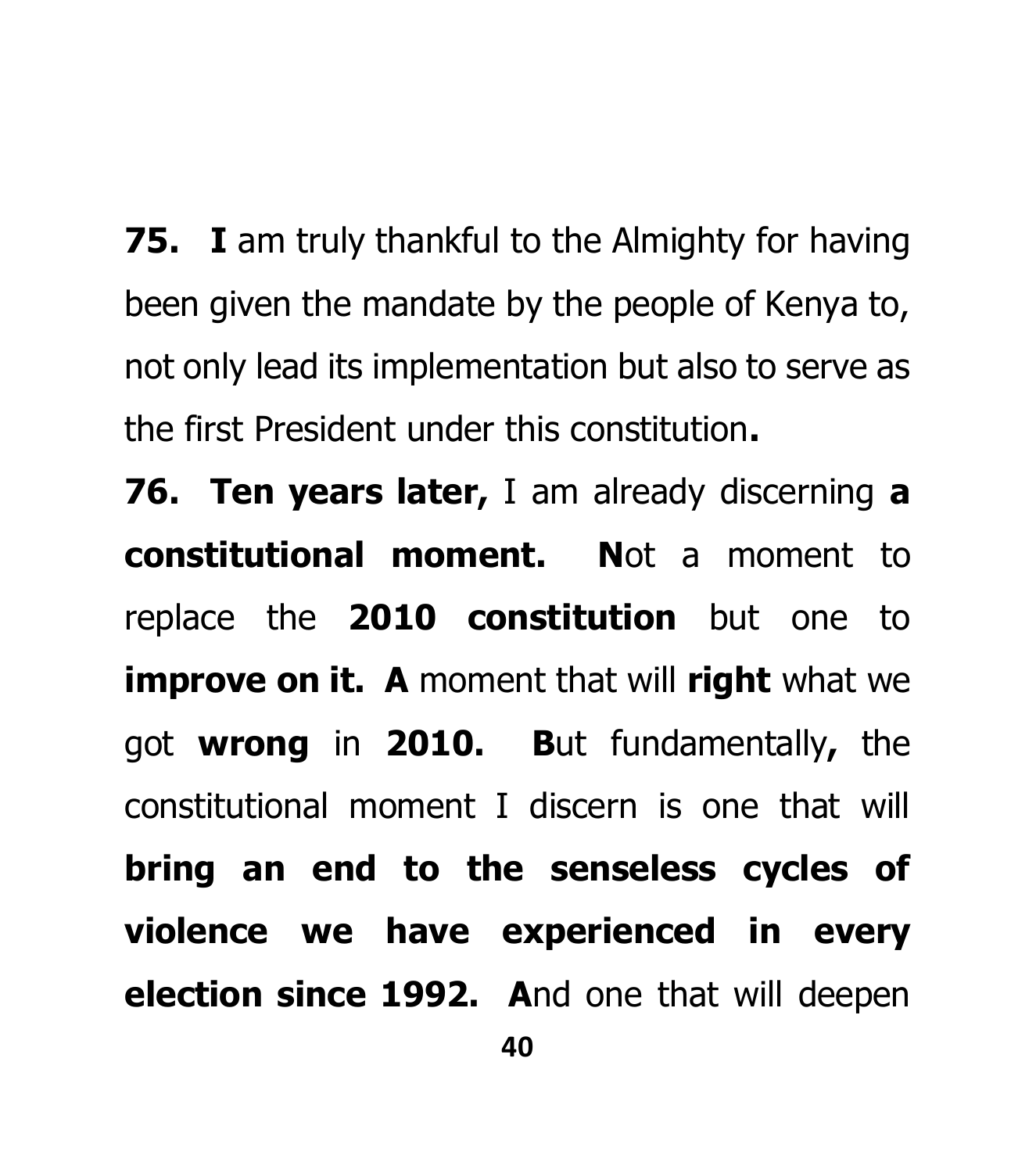**75.** **I** am truly thankful to the Almighty for having been given the mandate by the people of Kenya to, not only lead its implementation but also to serve as the first President under this constitution**.**

**76.** **Ten years later,** I am already discerning **a constitutional moment.** **N**ot a moment to replace the **2010 constitution** but one to **improve on it.** **A** moment that will **right** what we got **wrong** in **2010.** **B**ut fundamentally**,** the constitutional moment I discern is one that will **bring an end to the senseless cycles of violence we have experienced in every election since 1992.** **A**nd one that will deepen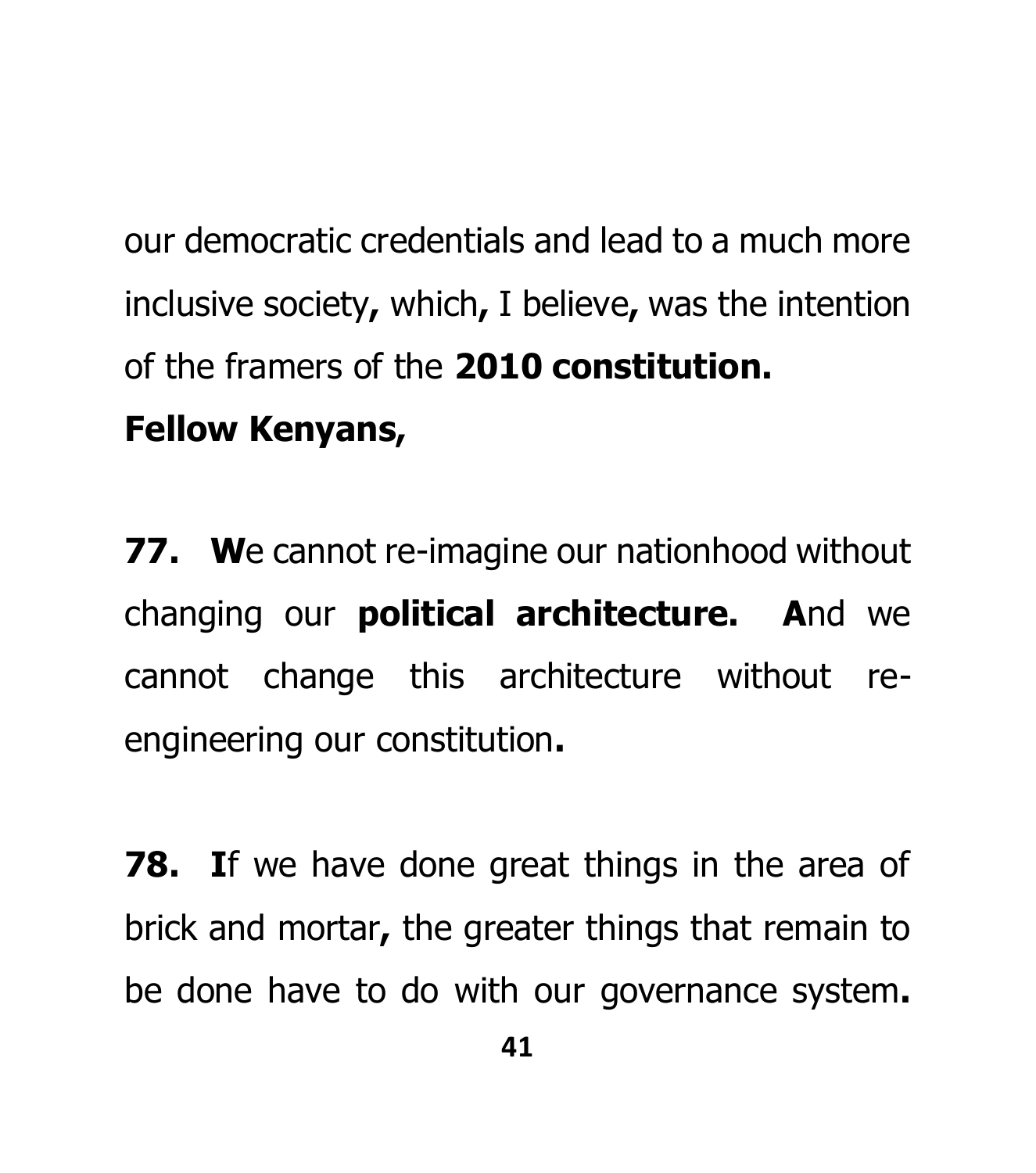our democratic credentials and lead to a much more inclusive society, which, I believe, was the intention of the framers of the **2010 constitution.**

**Fellow Kenyans,**

**77. W**e cannot re-imagine our nationhood without changing our **political architecture. A**nd we cannot change this architecture without re-engineering our constitution.

**78. I**f we have done great things in the area of brick and mortar, the greater things that remain to be done have to do with our governance system.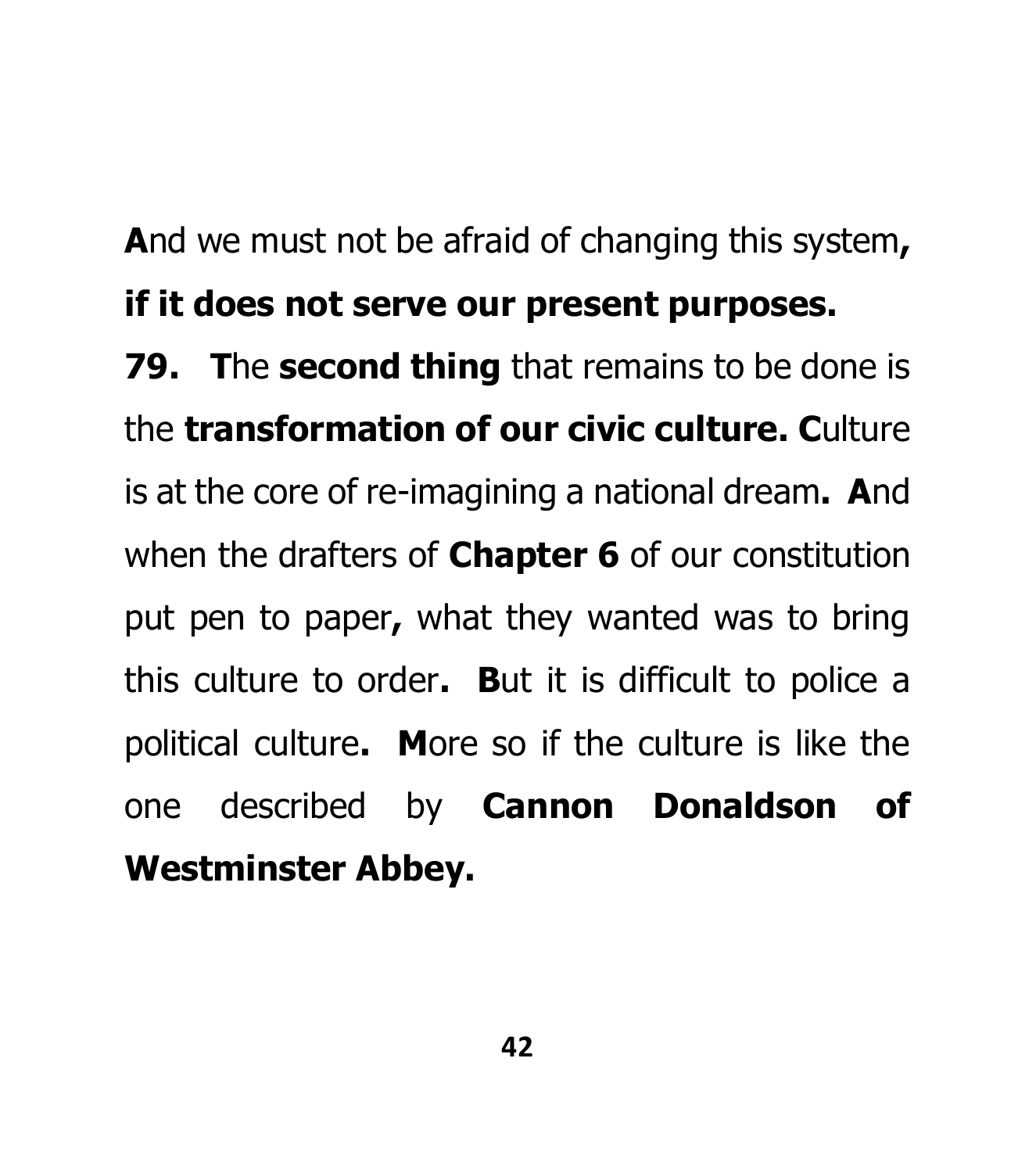**A**nd we must not be afraid of changing this system**, if it does not serve our present purposes.**

**79. T**he **second thing** that remains to be done is the **transformation of our civic culture. C**ulture is at the core of re-imagining a national dream**. A**nd when the drafters of **Chapter 6** of our constitution put pen to paper**,** what they wanted was to bring this culture to order**. B**ut it is difficult to police a political culture**. M**ore so if the culture is like the one described by **Cannon Donaldson of Westminster Abbey.**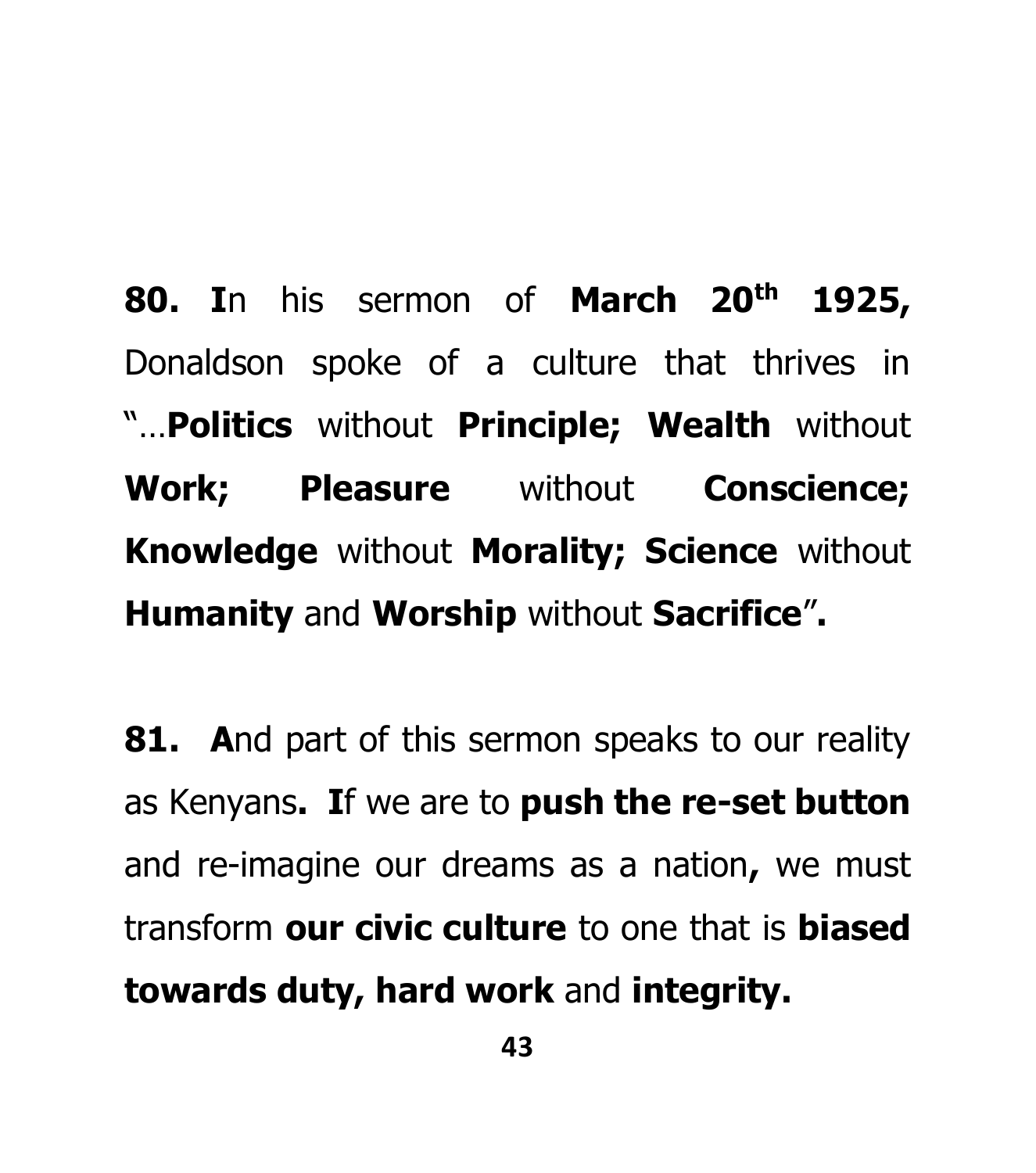**80. I**n his sermon of **March 20th 1925,** Donaldson spoke of a culture that thrives in "…**Politics** without **Principle; Wealth** without **Work; Pleasure** without **Conscience; Knowledge** without **Morality; Science** without **Humanity** and **Worship** without **Sacrifice**"**.**

**81. A**nd part of this sermon speaks to our reality as Kenyans**. I**f we are to **push the re-set button** and re-imagine our dreams as a nation**,** we must transform **our civic culture** to one that is **biased towards duty, hard work** and **integrity.**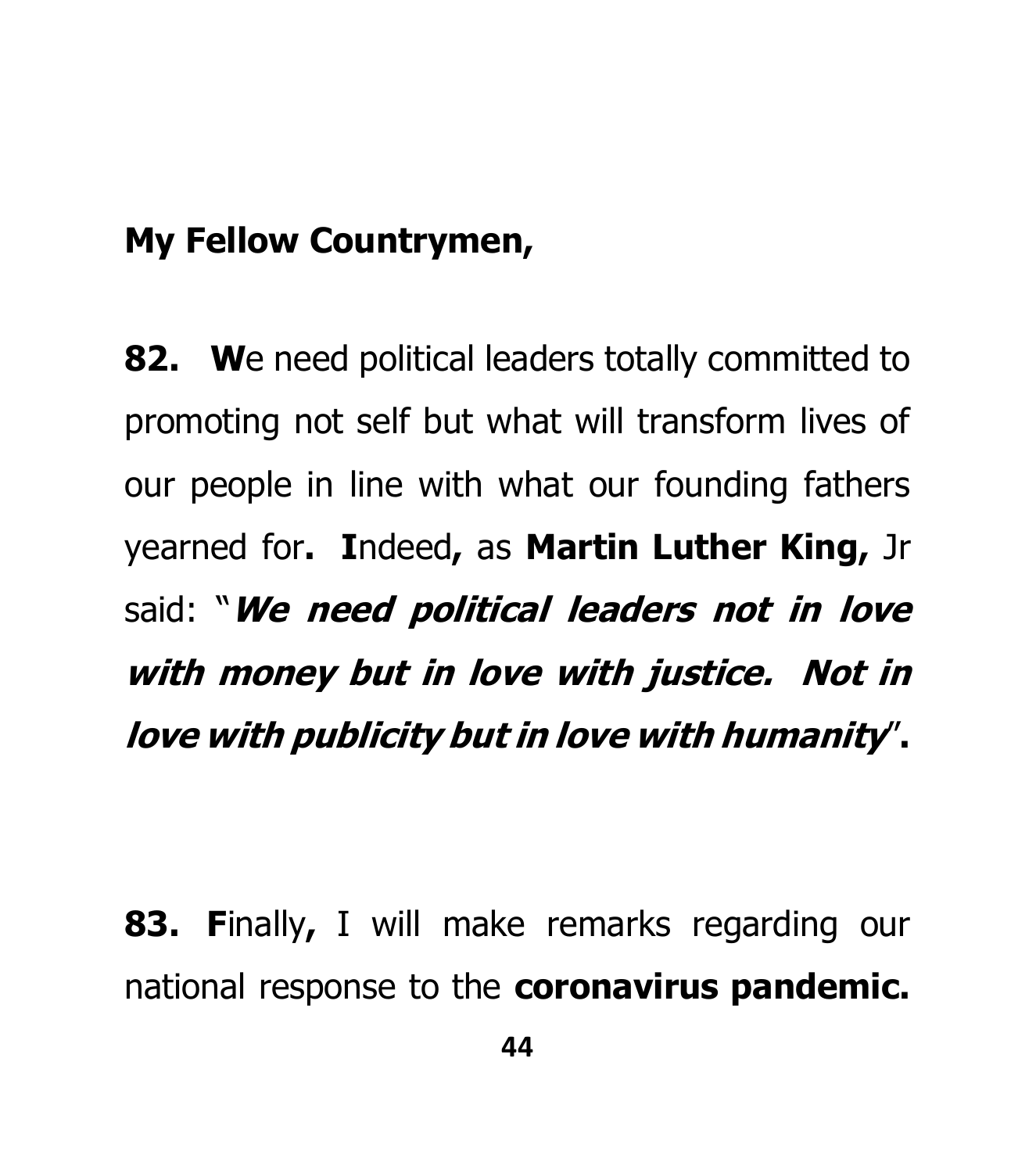**My Fellow Countrymen,**

**82.** **W**e need political leaders totally committed to promoting not self but what will transform lives of our people in line with what our founding fathers yearned for**.** **I**ndeed**,** as **Martin Luther King,** Jr said: "***We need political leaders not in love with money but in love with justice. Not in love with publicity but in love with humanity***"**.**

**83.** **F**inally**,** I will make remarks regarding our national response to the **coronavirus pandemic.**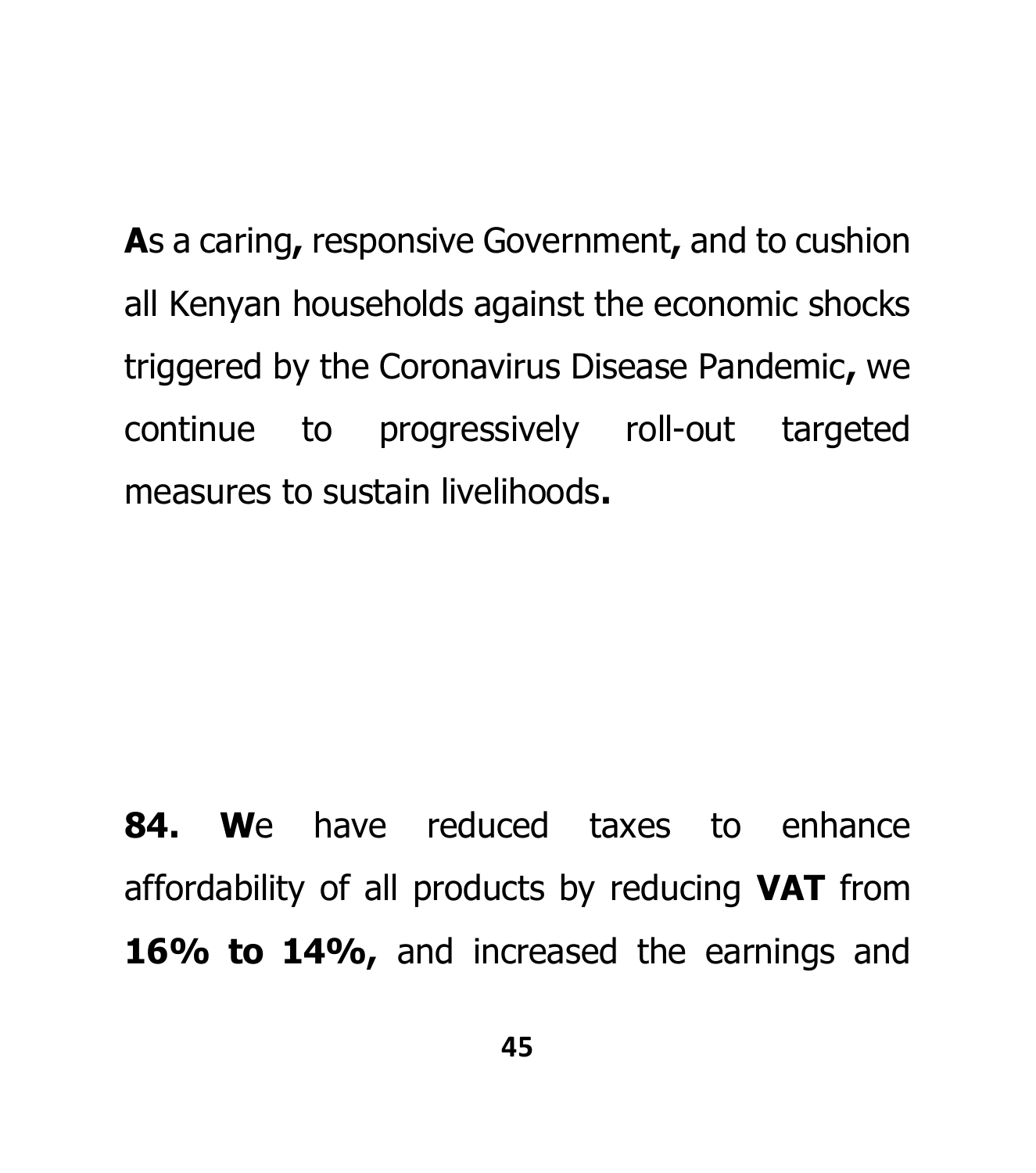**A**s a caring**,** responsive Government**,** and to cushion all Kenyan households against the economic shocks triggered by the Coronavirus Disease Pandemic**,** we continue to progressively roll-out targeted measures to sustain livelihoods**.**

**84.** **W**e have reduced taxes to enhance affordability of all products by reducing **VAT** from **16% to 14%,** and increased the earnings and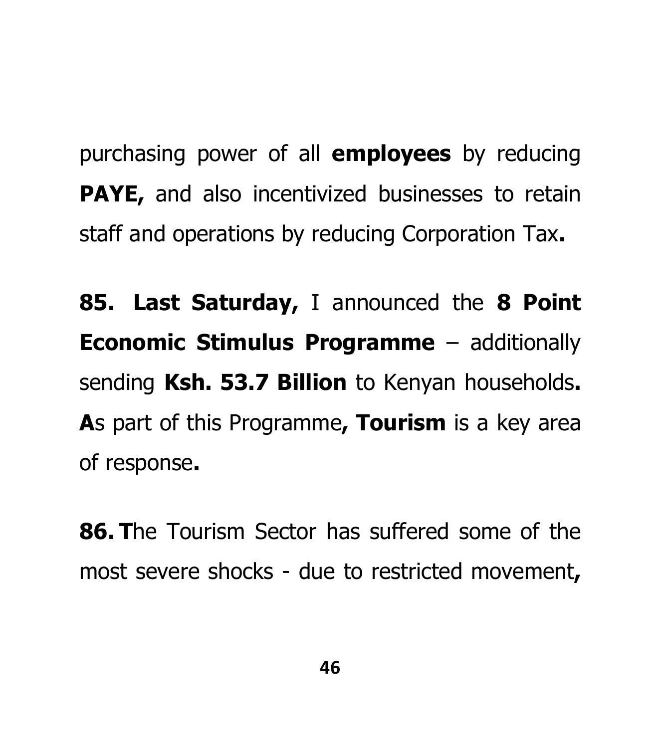purchasing power of all **employees** by reducing **PAYE,** and also incentivized businesses to retain staff and operations by reducing Corporation Tax**.**

**85. Last Saturday,** I announced the **8 Point Economic Stimulus Programme** – additionally sending **Ksh. 53.7 Billion** to Kenyan households**. A**s part of this Programme**, Tourism** is a key area of response**.**

**86. T**he Tourism Sector has suffered some of the most severe shocks - due to restricted movement**,**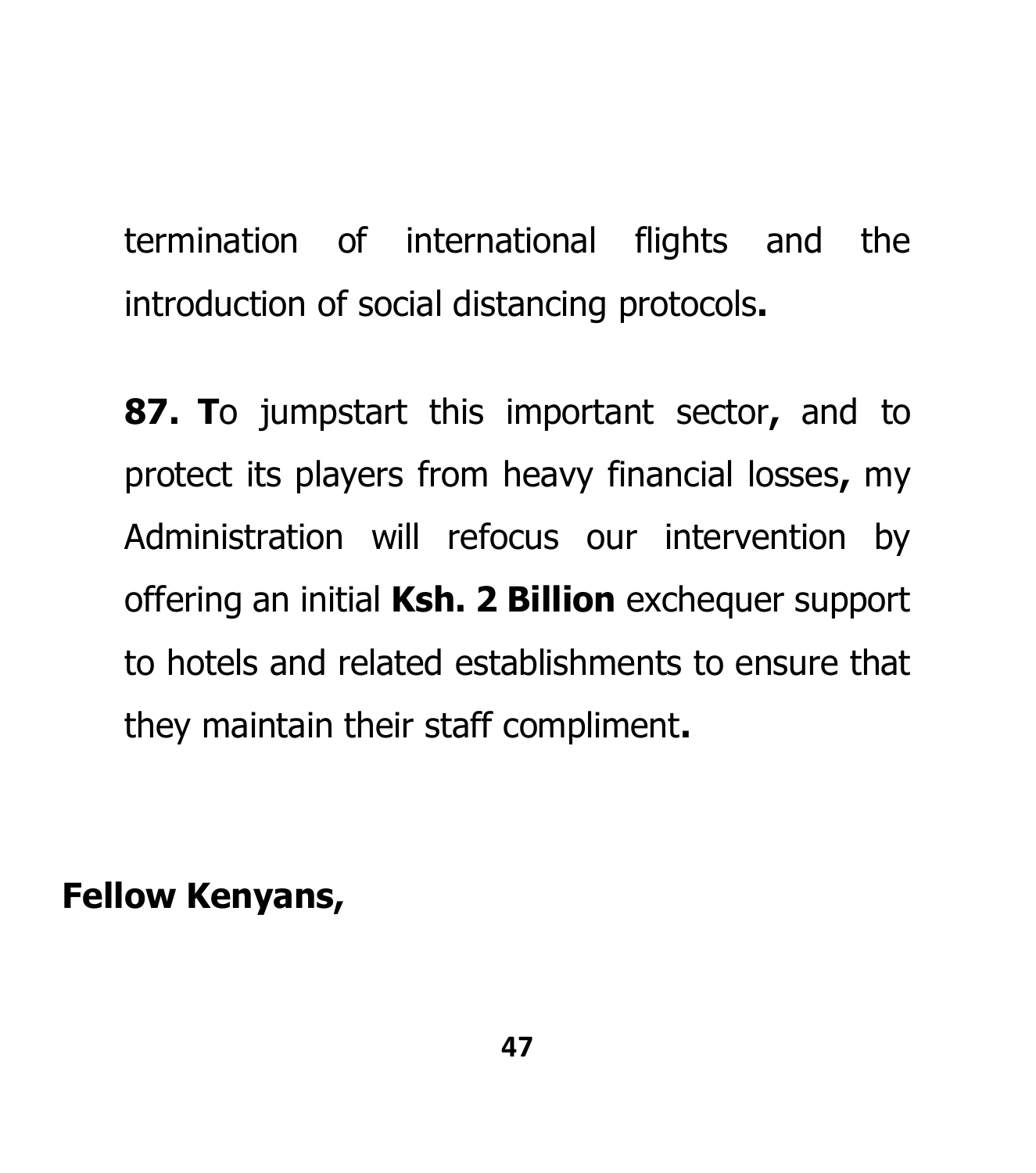termination of international flights and the introduction of social distancing protocols**.**

**87. T**o jumpstart this important sector**,** and to protect its players from heavy financial losses**,** my Administration will refocus our intervention by offering an initial **Ksh. 2 Billion** exchequer support to hotels and related establishments to ensure that they maintain their staff compliment**.**

**Fellow Kenyans,**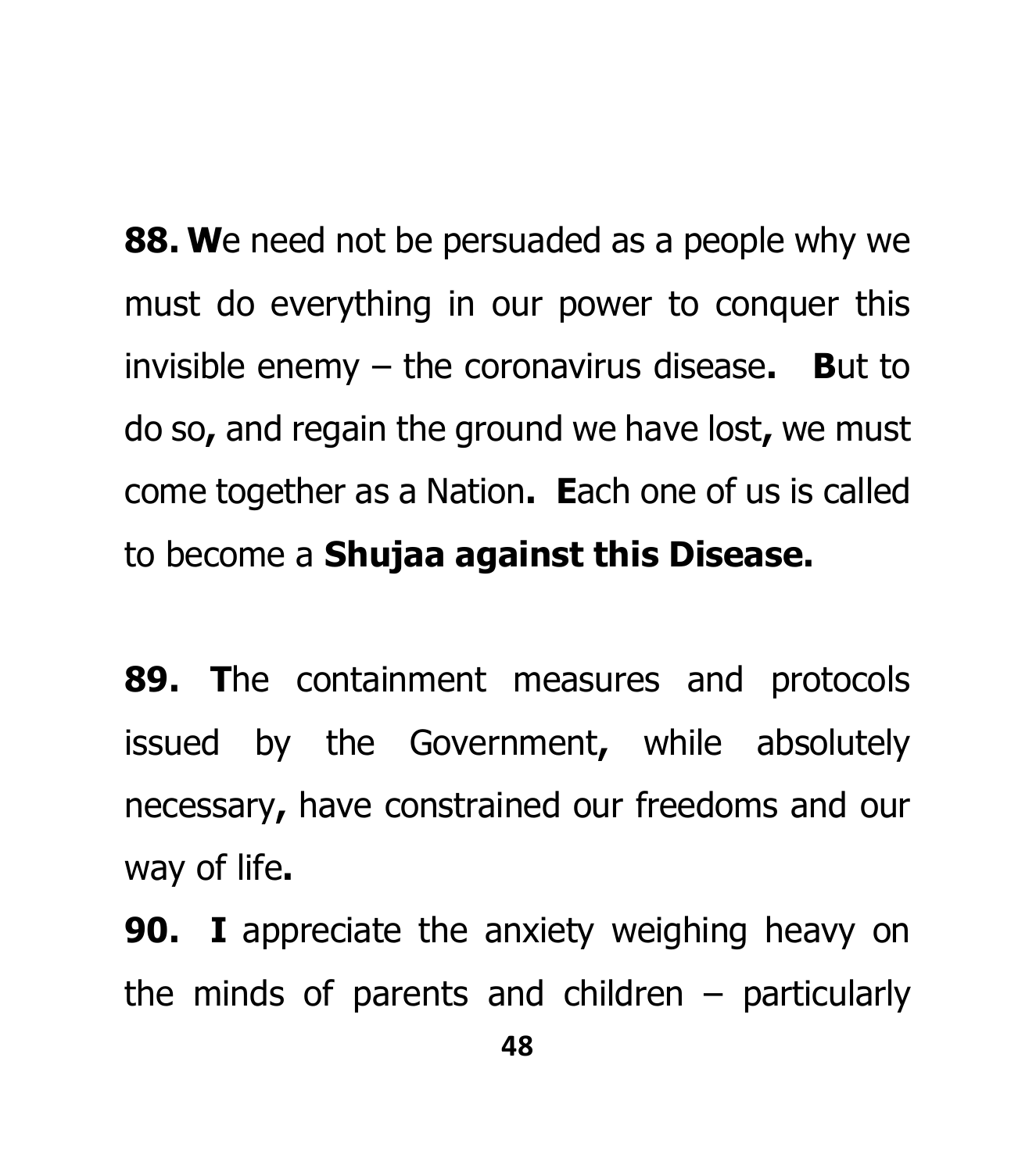**88.** **W**e need not be persuaded as a people why we must do everything in our power to conquer this invisible enemy – the coronavirus disease**.** **B**ut to do so**,** and regain the ground we have lost**,** we must come together as a Nation**.** **E**ach one of us is called to become a **Shujaa against this Disease.**

**89.** **T**he containment measures and protocols issued by the Government**,** while absolutely necessary**,** have constrained our freedoms and our way of life**.**

**90.** **I** appreciate the anxiety weighing heavy on the minds of parents and children – particularly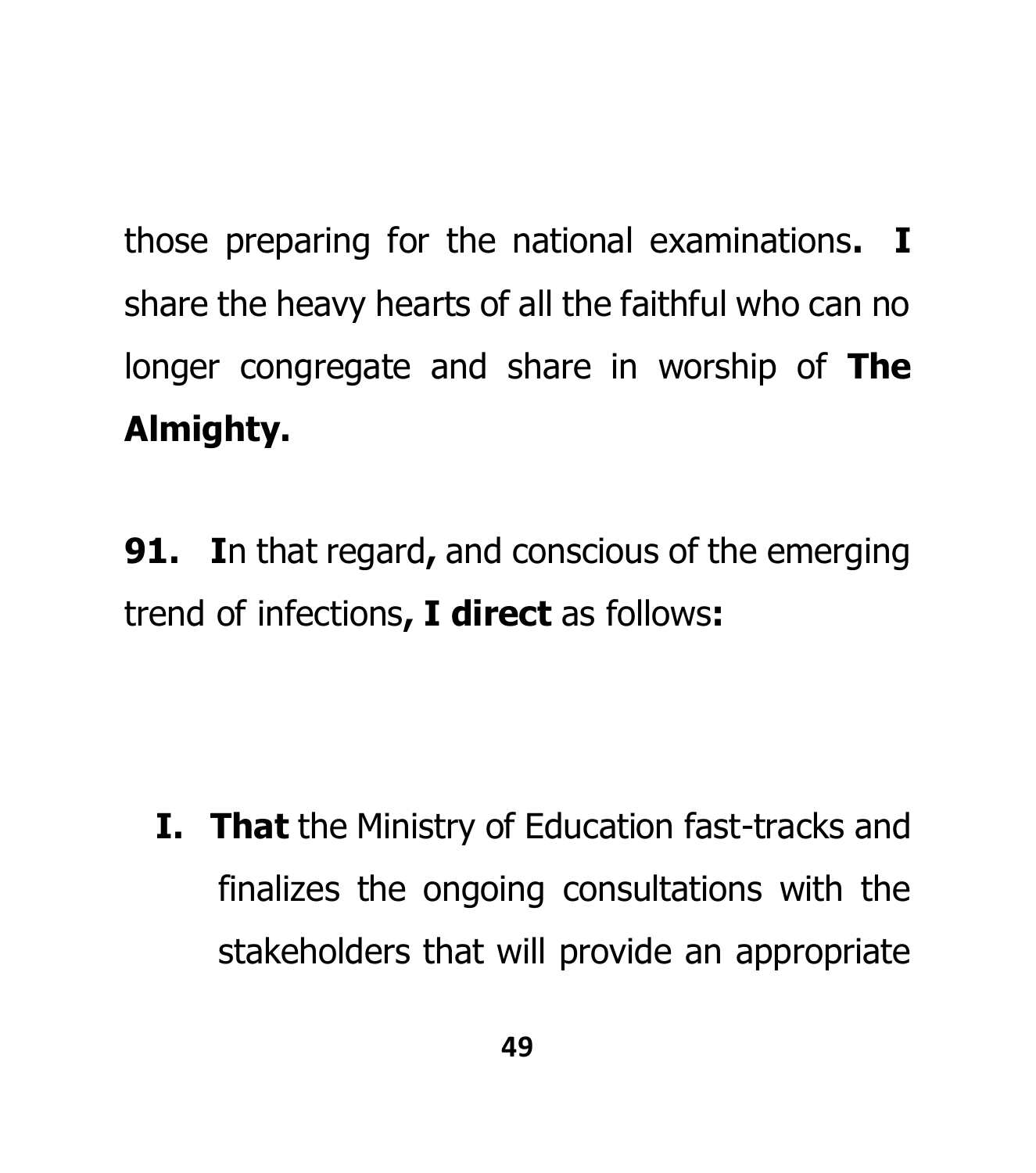those preparing for the national examinations**. I** share the heavy hearts of all the faithful who can no longer congregate and share in worship of **The Almighty.**

**91. I**n that regard**,** and conscious of the emerging trend of infections**, I direct** as follows**:**

**I. That** the Ministry of Education fast-tracks and finalizes the ongoing consultations with the stakeholders that will provide an appropriate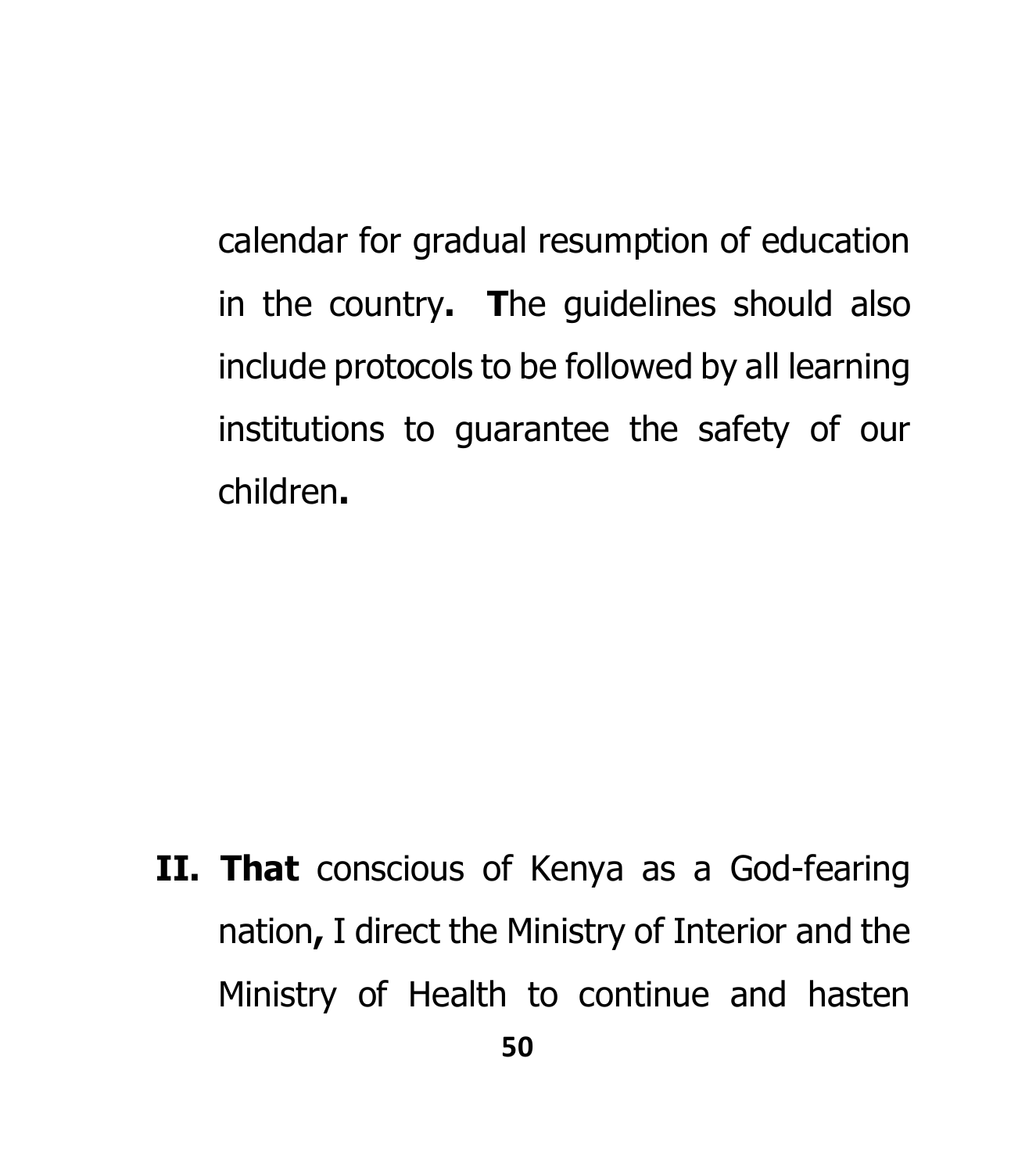calendar for gradual resumption of education in the country**.** **T**he guidelines should also include protocols to be followed by all learning institutions to guarantee the safety of our children**.**

**II. That** conscious of Kenya as a God-fearing nation**,** I direct the Ministry of Interior and the Ministry of Health to continue and hasten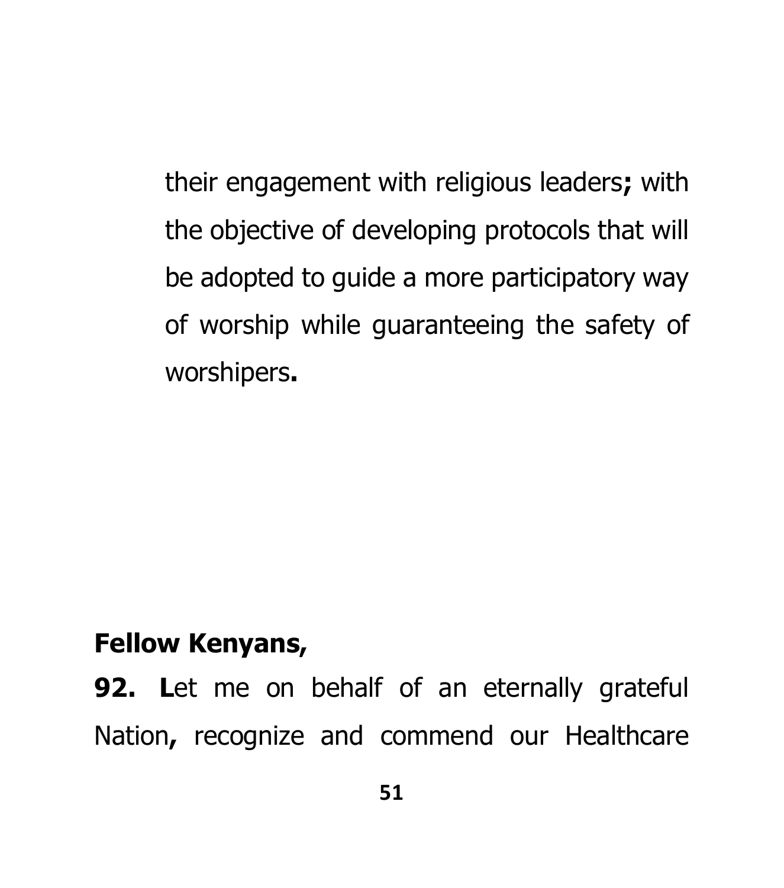their engagement with religious leaders**;** with the objective of developing protocols that will be adopted to guide a more participatory way of worship while guaranteeing the safety of worshipers**.**

**Fellow Kenyans,**

**92.** **L**et me on behalf of an eternally grateful Nation**,** recognize and commend our Healthcare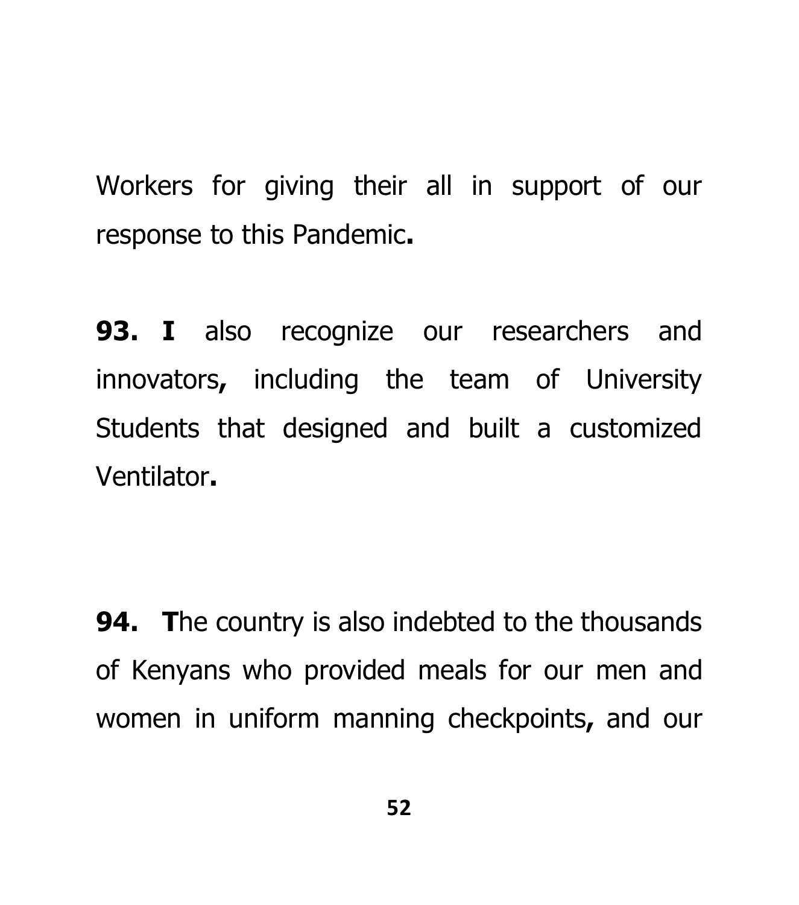Workers for giving their all in support of our response to this Pandemic**.**

**93. I** also recognize our researchers and innovators**,** including the team of University Students that designed and built a customized Ventilator**.**

**94. T**he country is also indebted to the thousands of Kenyans who provided meals for our men and women in uniform manning checkpoints**,** and our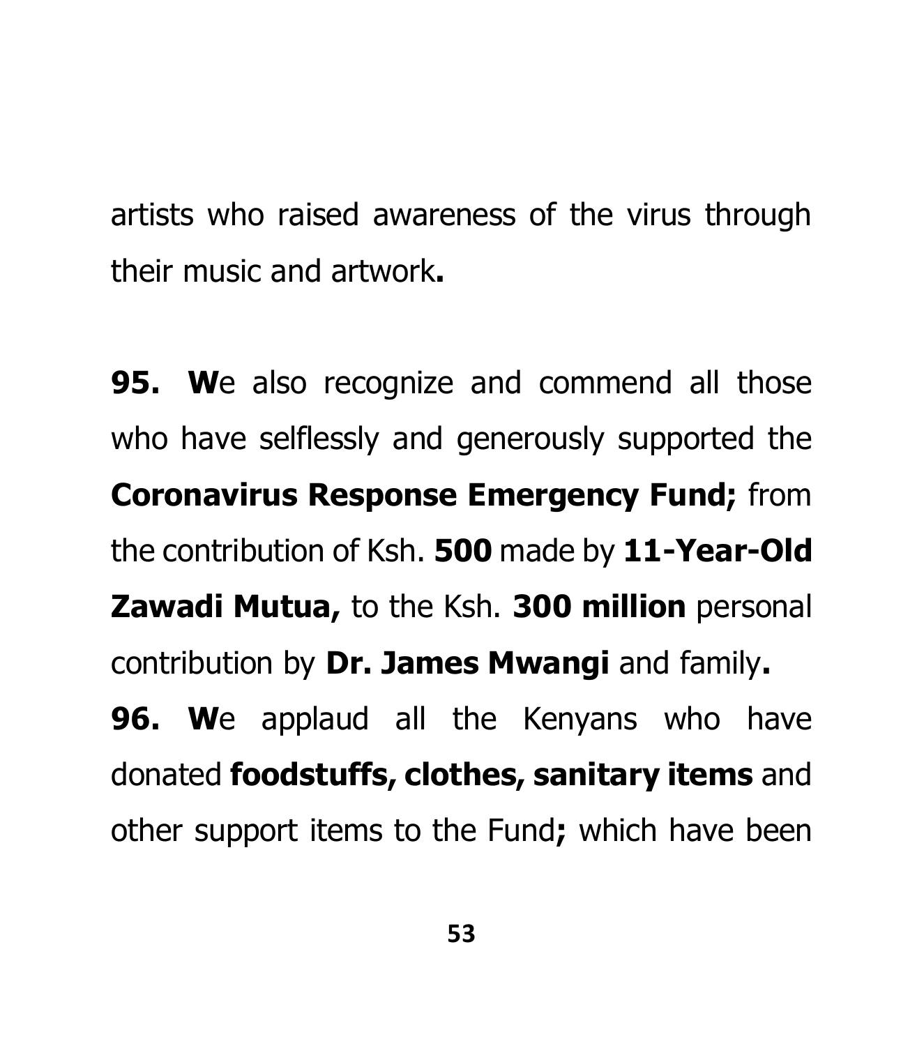artists who raised awareness of the virus through their music and artwork**.**

**95. W**e also recognize and commend all those who have selflessly and generously supported the **Coronavirus Response Emergency Fund;** from the contribution of Ksh. **500** made by **11-Year-Old Zawadi Mutua,** to the Ksh. **300 million** personal contribution by **Dr. James Mwangi** and family**.**

**96. W**e applaud all the Kenyans who have donated **foodstuffs, clothes, sanitary items** and other support items to the Fund**;** which have been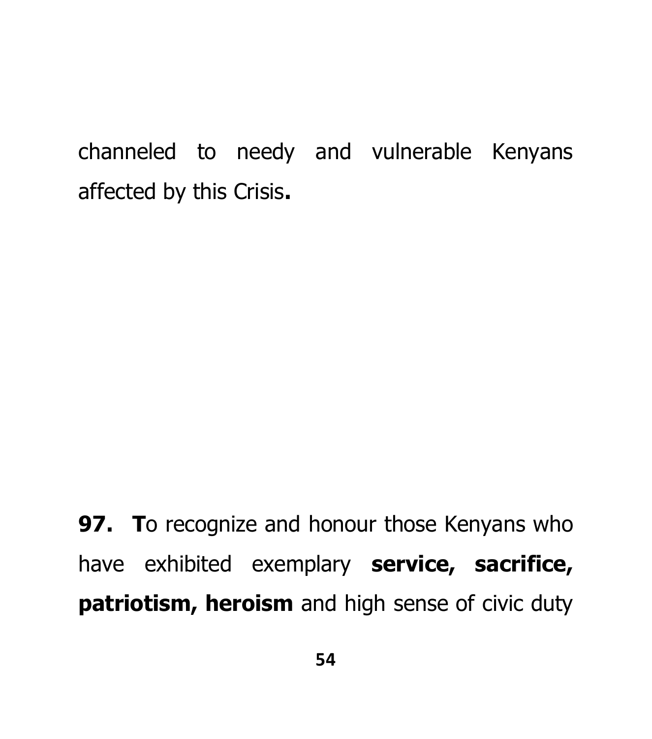channeled to needy and vulnerable Kenyans affected by this Crisis**.**

**97. T**o recognize and honour those Kenyans who have exhibited exemplary **service, sacrifice, patriotism, heroism** and high sense of civic duty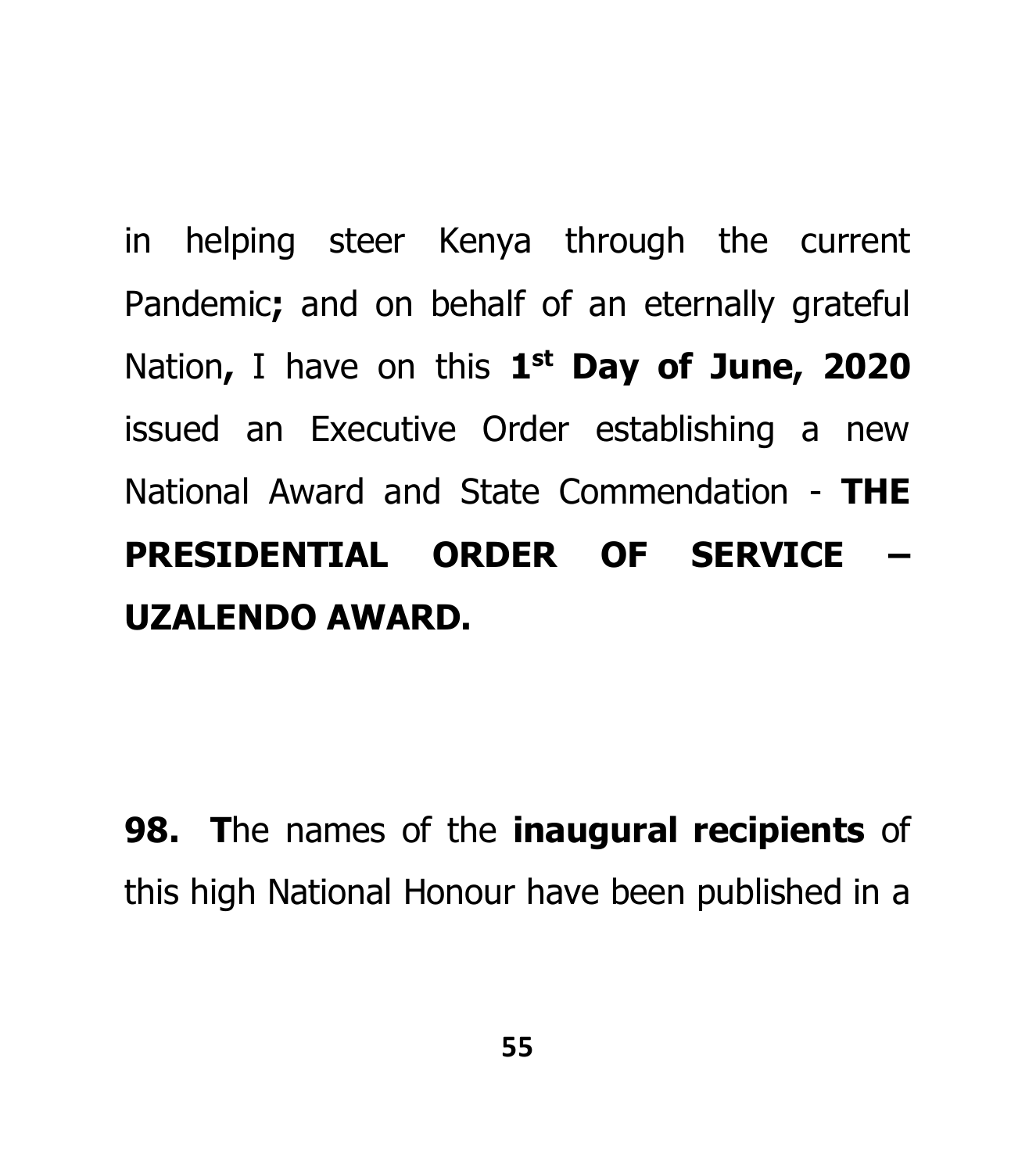in helping steer Kenya through the current Pandemic**;** and on behalf of an eternally grateful Nation**,** I have on this **1st Day of June, 2020** issued an Executive Order establishing a new National Award and State Commendation - **THE PRESIDENTIAL ORDER OF SERVICE – UZALENDO AWARD.**

**98. T**he names of the **inaugural recipients** of this high National Honour have been published in a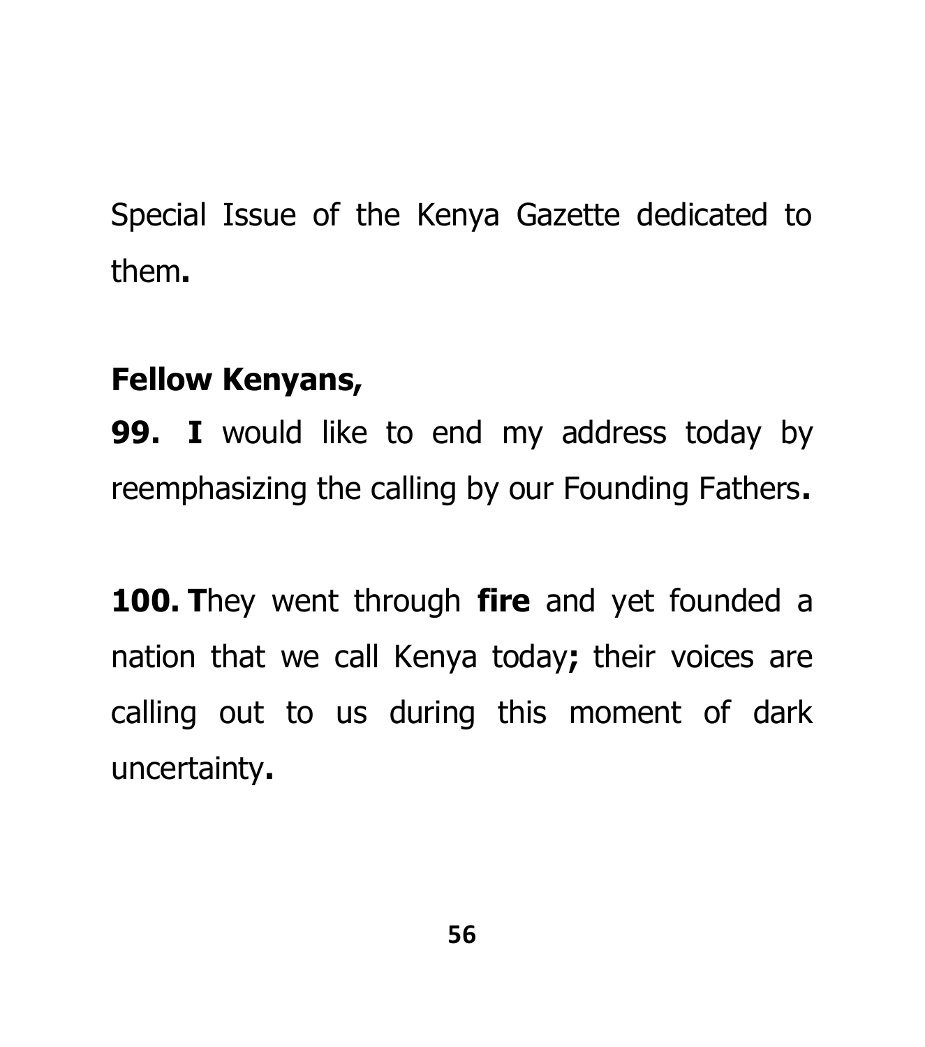Special Issue of the Kenya Gazette dedicated to them**.**

**Fellow Kenyans,**

**99. I** would like to end my address today by reemphasizing the calling by our Founding Fathers**.**

**100. T**hey went through **fire** and yet founded a nation that we call Kenya today**;** their voices are calling out to us during this moment of dark uncertainty**.**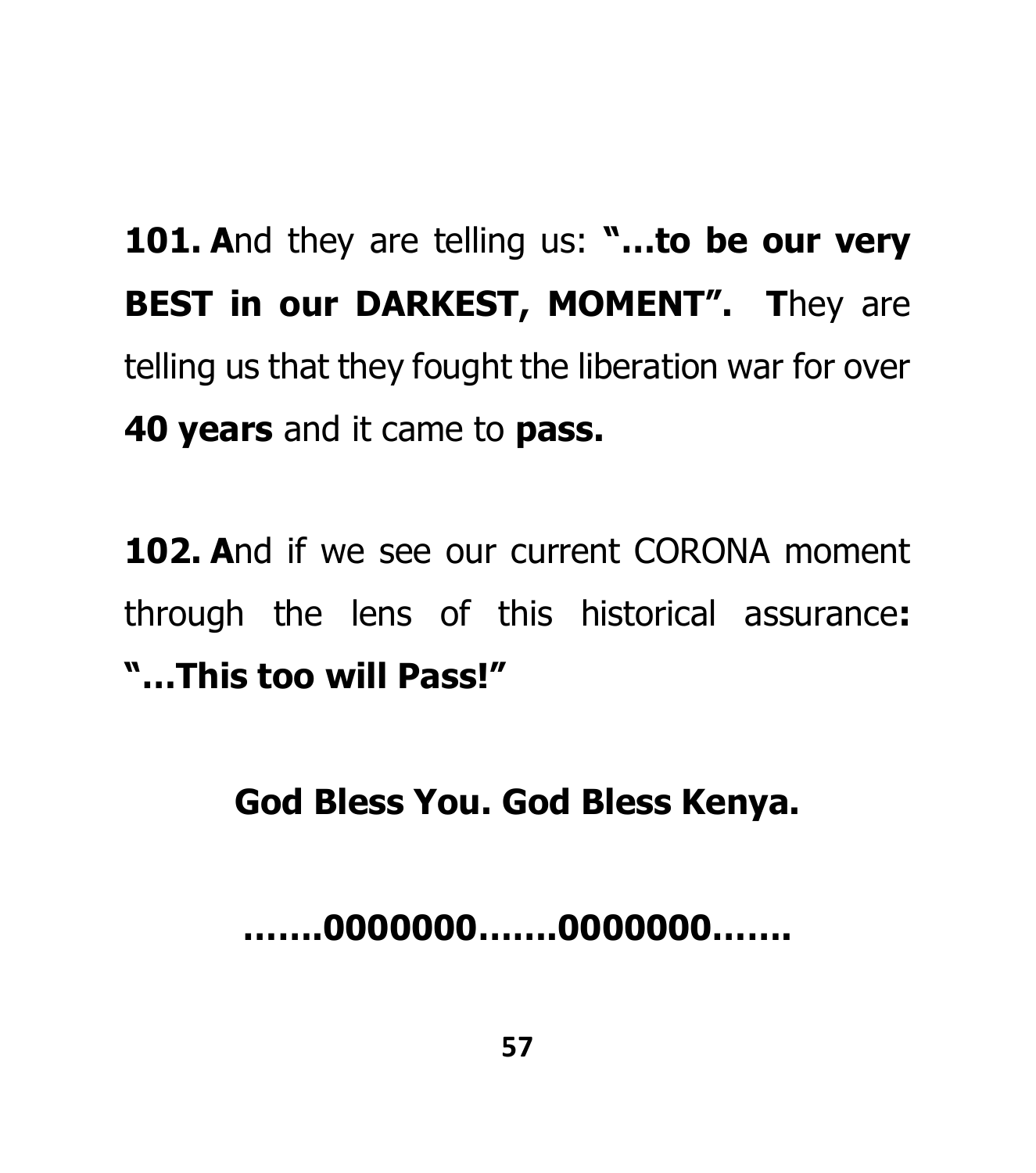**101. A**nd they are telling us: **"…to be our very BEST in our DARKEST, MOMENT". T**hey are telling us that they fought the liberation war for over **40 years** and it came to **pass.**

**102. A**nd if we see our current CORONA moment through the lens of this historical assurance**: "…This too will Pass!"**

**God Bless You. God Bless Kenya.**

**…….0000000…….0000000…….**